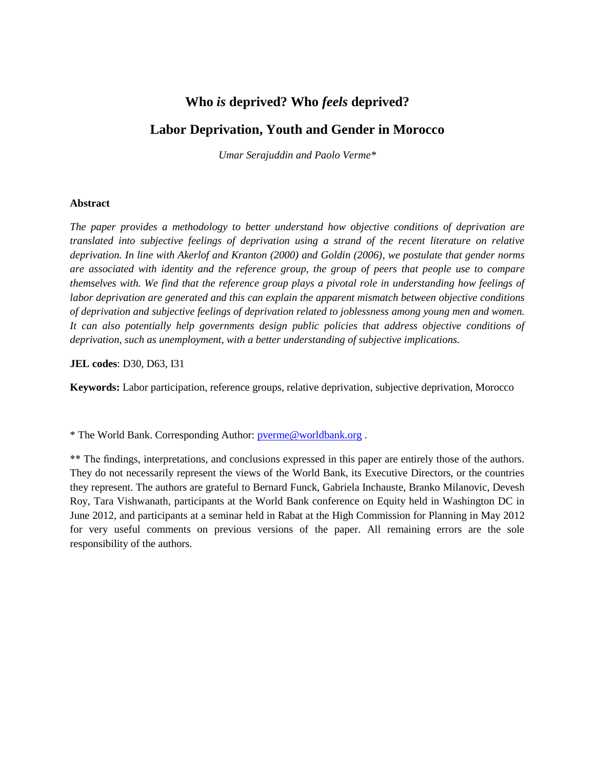# Who *is* deprived? Who *feels* deprived?

# Labor Deprivation, Youth and Gender in Morocco

*Umar Serajuddin and Paolo Verme\**

### Abstract

*The paper provides a methodology to better understand how objective conditions of deprivation are translated into subjective feelings of deprivation using a strand of the recent literature on relative deprivation. In line with Akerlof and Kranton (2000) and Goldin (2006), we postulate that gender norms are associated with identity and the reference group, the group of peers that people use to compare themselves with. We find that the reference group plays a pivotal role in understanding how feelings of labor deprivation are generated and this can explain the apparent mismatch between objective conditions of deprivation and subjective feelings of deprivation related to joblessness among young men and women. It can also potentially help governments design public policies that address objective conditions of deprivation, such as unemployment, with a better understanding of subjective implications.*

**JEL codes**: D30, D63, I31

**Keywords:** Labor participation, reference groups, relative deprivation, subjective deprivation, Morocco

\* The World Bank. Corresponding Author: pverme@worldbank.org .

\*\* The findings, interpretations, and conclusions expressed in this paper are entirely those of the authors. They do not necessarily represent the views of the World Bank, its Executive Directors, or the countries they represent. The authors are grateful to Bernard Funck, Gabriela Inchauste, Branko Milanovic, Devesh Roy, Tara Vishwanath, participants at the World Bank conference on Equity held in Washington DC in June 2012, and participants at a seminar held in Rabat at the High Commission for Planning in May 2012 for very useful comments on previous versions of the paper. All remaining errors are the sole responsibility of the authors.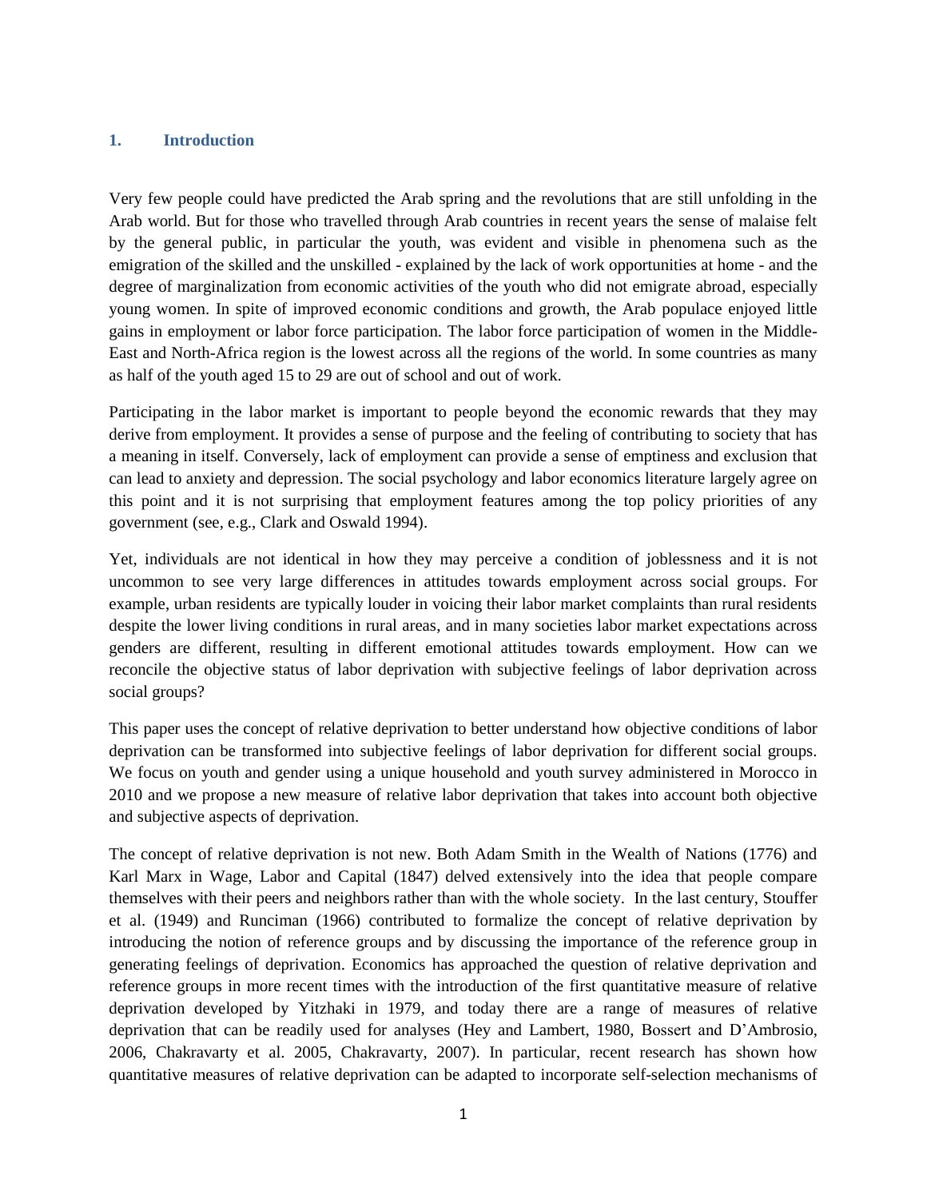## 1. Introduction

Very few people could have predicted the Arab spring and the revolutions that are still unfolding in the Arab world. But for those who travelled through Arab countries in recent years the sense of malaise felt by the general public, in particular the youth, was evident and visible in phenomena such as the emigration of the skilled and the unskilled - explained by the lack of work opportunities at home - and the degree of marginalization from economic activities of the youth who did not emigrate abroad, especially young women. In spite of improved economic conditions and growth, the Arab populace enjoyed little gains in employment or labor force participation. The labor force participation of women in the Middle-East and North-Africa region is the lowest across all the regions of the world. In some countries as many as half of the youth aged 15 to 29 are out of school and out of work.

Participating in the labor market is important to people beyond the economic rewards that they may derive from employment. It provides a sense of purpose and the feeling of contributing to society that has a meaning in itself. Conversely, lack of employment can provide a sense of emptiness and exclusion that can lead to anxiety and depression. The social psychology and labor economics literature largely agree on this point and it is not surprising that employment features among the top policy priorities of any government (see, e.g., Clark and Oswald 1994).

Yet, individuals are not identical in how they may perceive a condition of joblessness and it is not uncommon to see very large differences in attitudes towards employment across social groups. For example, urban residents are typically louder in voicing their labor market complaints than rural residents despite the lower living conditions in rural areas, and in many societies labor market expectations across genders are different, resulting in different emotional attitudes towards employment. How can we reconcile the objective status of labor deprivation with subjective feelings of labor deprivation across social groups?

This paper uses the concept of relative deprivation to better understand how objective conditions of labor deprivation can be transformed into subjective feelings of labor deprivation for different social groups. We focus on youth and gender using a unique household and youth survey administered in Morocco in 2010 and we propose a new measure of relative labor deprivation that takes into account both objective and subjective aspects of deprivation.

The concept of relative deprivation is not new. Both Adam Smith in the Wealth of Nations (1776) and Karl Marx in Wage, Labor and Capital (1847) delved extensively into the idea that people compare themselves with their peers and neighbors rather than with the whole society. In the last century, Stouffer et al. (1949) and Runciman (1966) contributed to formalize the concept of relative deprivation by introducing the notion of reference groups and by discussing the importance of the reference group in generating feelings of deprivation. Economics has approached the question of relative deprivation and reference groups in more recent times with the introduction of the first quantitative measure of relative deprivation developed by Yitzhaki in 1979, and today there are a range of measures of relative deprivation that can be readily used for analyses (Hey and Lambert, 1980, Bossert and D'Ambrosio, 2006, Chakravarty et al. 2005, Chakravarty, 2007). In particular, recent research has shown how quantitative measures of relative deprivation can be adapted to incorporate self-selection mechanisms of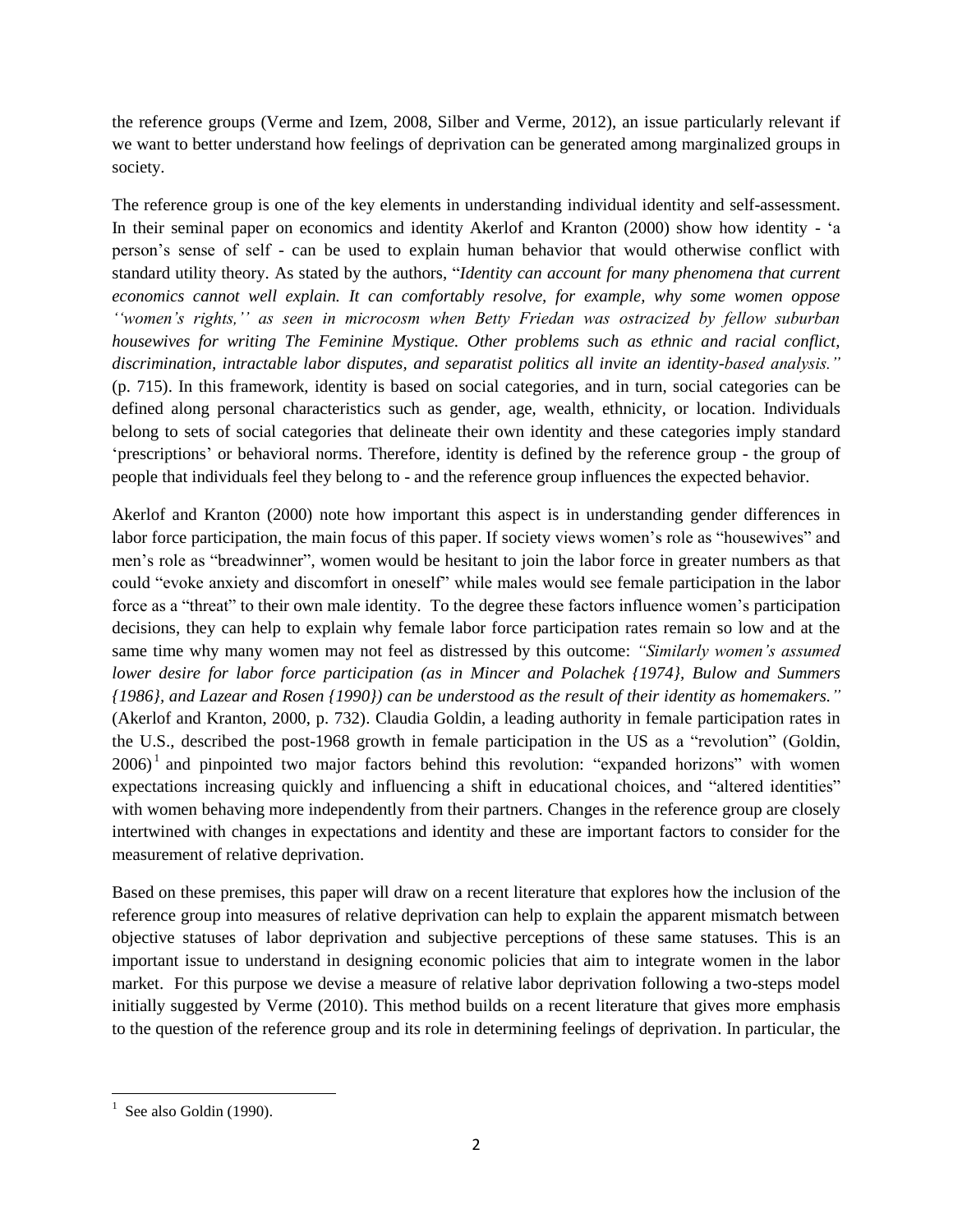the reference groups (Verme and Izem, 2008, Silber and Verme, 2012), an issue particularly relevant if we want to better understand how feelings of deprivation can be generated among marginalized groups in society.

The reference group is one of the key elements in understanding individual identity and self-assessment. In their seminal paper on economics and identity Akerlof and Kranton (2000) show how identity - 'a person's sense of self - can be used to explain human behavior that would otherwise conflict with standard utility theory. As stated by the authors, "*Identity can account for many phenomena that current economics cannot well explain. It can comfortably resolve, for example, why some women oppose ''women's rights,'' as seen in microcosm when Betty Friedan was ostracized by fellow suburban housewives for writing The Feminine Mystique. Other problems such as ethnic and racial conflict, discrimination, intractable labor disputes, and separatist politics all invite an identity-based analysis.*" (p. 715). In this framework, identity is based on social categories, and in turn, social categories can be defined along personal characteristics such as gender, age, wealth, ethnicity, or location. Individuals belong to sets of social categories that delineate their own identity and these categories imply standard 'prescriptions' or behavioral norms. Therefore, identity is defined by the reference group - the group of people that individuals feel they belong to - and the reference group influences the expected behavior.

Akerlof and Kranton (2000) note how important this aspect is in understanding gender differences in labor force participation, the main focus of this paper. If society views women's role as "housewives" and men's role as "breadwinner", women would be hesitant to join the labor force in greater numbers as that could "evoke anxiety and discomfort in oneself" while males would see female participation in the labor force as a "threat" to their own male identity. To the degree these factors influence women's participation decisions, they can help to explain why female labor force participation rates remain so low and at the same time why many women may not feel as distressed by this outcome: *"Similarly women's assumed lower desire for labor force participation (as in Mincer and Polachek {1974}, Bulow and Summers {1986}, and Lazear and Rosen {1990}) can be understood as the result of their identity as homemakers."* (Akerlof and Kranton, 2000, p. 732). Claudia Goldin, a leading authority in female participation rates in the U.S., described the post-1968 growth in female participation in the US as a "revolution" (Goldin, 2006)[1] and pinpointed two major factors behind this revolution: "expanded horizons" with women expectations increasing quickly and influencing a shift in educational choices, and "altered identities" with women behaving more independently from their partners. Changes in the reference group are closely intertwined with changes in expectations and identity and these are important factors to consider for the measurement of relative deprivation.

Based on these premises, this paper will draw on a recent literature that explores how the inclusion of the reference group into measures of relative deprivation can help to explain the apparent mismatch between objective statuses of labor deprivation and subjective perceptions of these same statuses. This is an important issue to understand in designing economic policies that aim to integrate women in the labor market. For this purpose we devise a measure of relative labor deprivation following a two-steps model initially suggested by Verme (2010). This method builds on a recent literature that gives more emphasis to the question of the reference group and its role in determining feelings of deprivation. In particular, the

[1] See also Goldin (1990).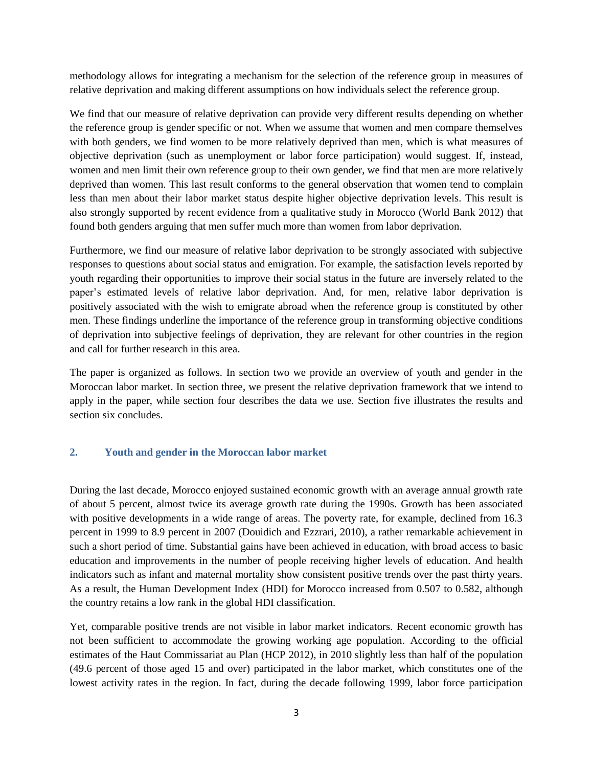methodology allows for integrating a mechanism for the selection of the reference group in measures of relative deprivation and making different assumptions on how individuals select the reference group.

We find that our measure of relative deprivation can provide very different results depending on whether the reference group is gender specific or not. When we assume that women and men compare themselves with both genders, we find women to be more relatively deprived than men, which is what measures of objective deprivation (such as unemployment or labor force participation) would suggest. If, instead, women and men limit their own reference group to their own gender, we find that men are more relatively deprived than women. This last result conforms to the general observation that women tend to complain less than men about their labor market status despite higher objective deprivation levels. This result is also strongly supported by recent evidence from a qualitative study in Morocco (World Bank 2012) that found both genders arguing that men suffer much more than women from labor deprivation.

Furthermore, we find our measure of relative labor deprivation to be strongly associated with subjective responses to questions about social status and emigration. For example, the satisfaction levels reported by youth regarding their opportunities to improve their social status in the future are inversely related to the paper's estimated levels of relative labor deprivation. And, for men, relative labor deprivation is positively associated with the wish to emigrate abroad when the reference group is constituted by other men. These findings underline the importance of the reference group in transforming objective conditions of deprivation into subjective feelings of deprivation, they are relevant for other countries in the region and call for further research in this area.

The paper is organized as follows. In section two we provide an overview of youth and gender in the Moroccan labor market. In section three, we present the relative deprivation framework that we intend to apply in the paper, while section four describes the data we use. Section five illustrates the results and section six concludes.

## 2. Youth and gender in the Moroccan labor market

During the last decade, Morocco enjoyed sustained economic growth with an average annual growth rate of about 5 percent, almost twice its average growth rate during the 1990s. Growth has been associated with positive developments in a wide range of areas. The poverty rate, for example, declined from 16.3 percent in 1999 to 8.9 percent in 2007 (Douidich and Ezzrari, 2010), a rather remarkable achievement in such a short period of time. Substantial gains have been achieved in education, with broad access to basic education and improvements in the number of people receiving higher levels of education. And health indicators such as infant and maternal mortality show consistent positive trends over the past thirty years. As a result, the Human Development Index (HDI) for Morocco increased from 0.507 to 0.582, although the country retains a low rank in the global HDI classification.

Yet, comparable positive trends are not visible in labor market indicators. Recent economic growth has not been sufficient to accommodate the growing working age population. According to the official estimates of the Haut Commissariat au Plan (HCP 2012), in 2010 slightly less than half of the population (49.6 percent of those aged 15 and over) participated in the labor market, which constitutes one of the lowest activity rates in the region. In fact, during the decade following 1999, labor force participation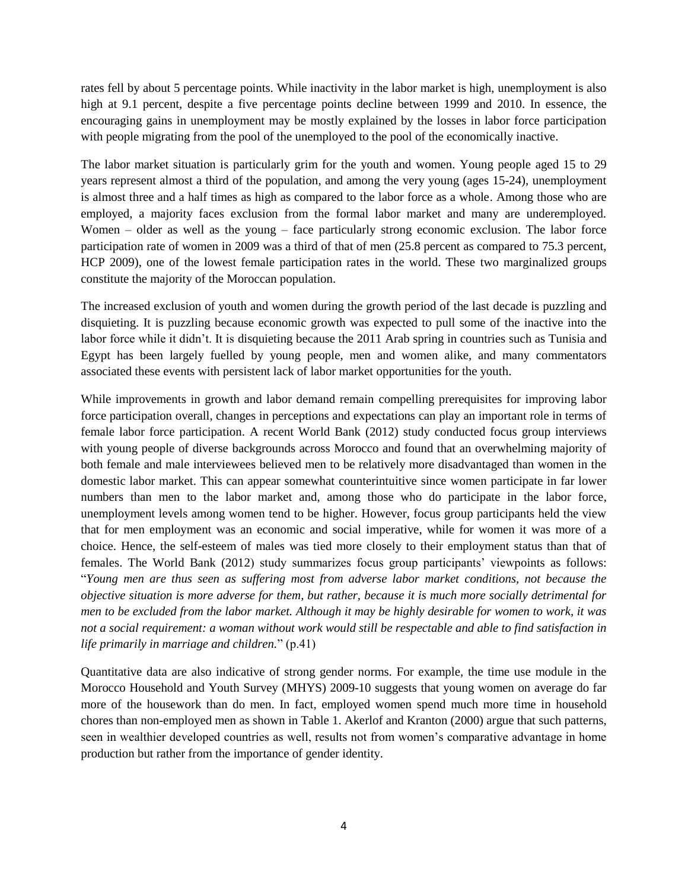rates fell by about 5 percentage points. While inactivity in the labor market is high, unemployment is also high at 9.1 percent, despite a five percentage points decline between 1999 and 2010. In essence, the encouraging gains in unemployment may be mostly explained by the losses in labor force participation with people migrating from the pool of the unemployed to the pool of the economically inactive.

The labor market situation is particularly grim for the youth and women. Young people aged 15 to 29 years represent almost a third of the population, and among the very young (ages 15-24), unemployment is almost three and a half times as high as compared to the labor force as a whole. Among those who are employed, a majority faces exclusion from the formal labor market and many are underemployed. Women – older as well as the young – face particularly strong economic exclusion. The labor force participation rate of women in 2009 was a third of that of men (25.8 percent as compared to 75.3 percent, HCP 2009), one of the lowest female participation rates in the world. These two marginalized groups constitute the majority of the Moroccan population.

The increased exclusion of youth and women during the growth period of the last decade is puzzling and disquieting. It is puzzling because economic growth was expected to pull some of the inactive into the labor force while it didn't. It is disquieting because the 2011 Arab spring in countries such as Tunisia and Egypt has been largely fuelled by young people, men and women alike, and many commentators associated these events with persistent lack of labor market opportunities for the youth.

While improvements in growth and labor demand remain compelling prerequisites for improving labor force participation overall, changes in perceptions and expectations can play an important role in terms of female labor force participation. A recent World Bank (2012) study conducted focus group interviews with young people of diverse backgrounds across Morocco and found that an overwhelming majority of both female and male interviewees believed men to be relatively more disadvantaged than women in the domestic labor market. This can appear somewhat counterintuitive since women participate in far lower numbers than men to the labor market and, among those who do participate in the labor force, unemployment levels among women tend to be higher. However, focus group participants held the view that for men employment was an economic and social imperative, while for women it was more of a choice. Hence, the self-esteem of males was tied more closely to their employment status than that of females. The World Bank (2012) study summarizes focus group participants' viewpoints as follows: "*Young men are thus seen as suffering most from adverse labor market conditions, not because the objective situation is more adverse for them, but rather, because it is much more socially detrimental for men to be excluded from the labor market. Although it may be highly desirable for women to work, it was not a social requirement: a woman without work would still be respectable and able to find satisfaction in life primarily in marriage and children.*" (p.41)

Quantitative data are also indicative of strong gender norms. For example, the time use module in the Morocco Household and Youth Survey (MHYS) 2009-10 suggests that young women on average do far more of the housework than do men. In fact, employed women spend much more time in household chores than non-employed men as shown in Table 1. Akerlof and Kranton (2000) argue that such patterns, seen in wealthier developed countries as well, results not from women's comparative advantage in home production but rather from the importance of gender identity.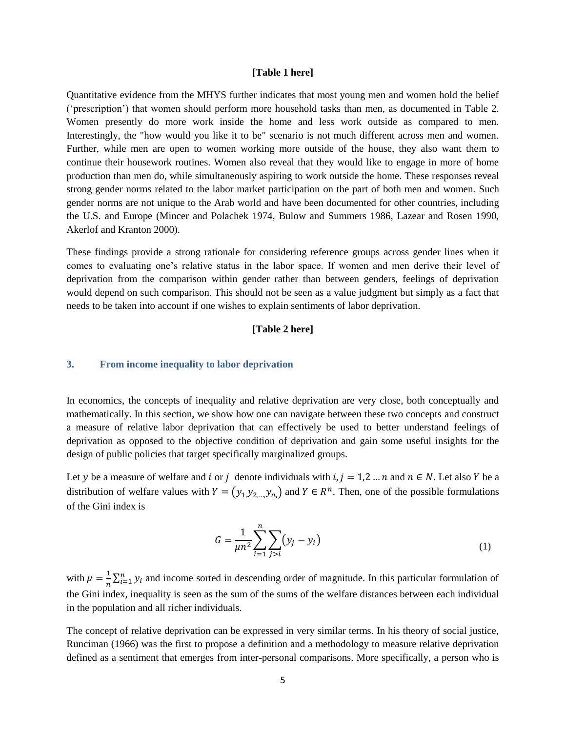**[Table 1 here]**

Quantitative evidence from the MHYS further indicates that most young men and women hold the belief ('prescription') that women should perform more household tasks than men, as documented in Table 2. Women presently do more work inside the home and less work outside as compared to men. Interestingly, the "how would you like it to be" scenario is not much different across men and women. Further, while men are open to women working more outside of the house, they also want them to continue their housework routines. Women also reveal that they would like to engage in more of home production than men do, while simultaneously aspiring to work outside the home. These responses reveal strong gender norms related to the labor market participation on the part of both men and women. Such gender norms are not unique to the Arab world and have been documented for other countries, including the U.S. and Europe (Mincer and Polachek 1974, Bulow and Summers 1986, Lazear and Rosen 1990, Akerlof and Kranton 2000).

These findings provide a strong rationale for considering reference groups across gender lines when it comes to evaluating one's relative status in the labor space. If women and men derive their level of deprivation from the comparison within gender rather than between genders, feelings of deprivation would depend on such comparison. This should not be seen as a value judgment but simply as a fact that needs to be taken into account if one wishes to explain sentiments of labor deprivation.

**[Table 2 here]**

## 3. From income inequality to labor deprivation

In economics, the concepts of inequality and relative deprivation are very close, both conceptually and mathematically. In this section, we show how one can navigate between these two concepts and construct a measure of relative labor deprivation that can effectively be used to better understand feelings of deprivation as opposed to the objective condition of deprivation and gain some useful insights for the design of public policies that target specifically marginalized groups.

Let $y$ be a measure of welfare and $i$ or $j$ denote individuals with $i, j = 1,2 \dots n$ and $n \in N$. Let also $Y$ be a distribution of welfare values with $Y = (y_1, y_2, \dots, y_n)$ and $Y \in R^n$. Then, one of the possible formulations of the Gini index is

$$G = \frac{1}{\mu n^2} \sum_{i=1}^{n} \sum_{j>i} (y_j - y_i) \tag{1}$$

with $\mu = \frac{1}{n}\sum_{i=1}^{n} y_i$ and income sorted in descending order of magnitude. In this particular formulation of the Gini index, inequality is seen as the sum of the sums of the welfare distances between each individual in the population and all richer individuals.

The concept of relative deprivation can be expressed in very similar terms. In his theory of social justice, Runciman (1966) was the first to propose a definition and a methodology to measure relative deprivation defined as a sentiment that emerges from inter-personal comparisons. More specifically, a person who is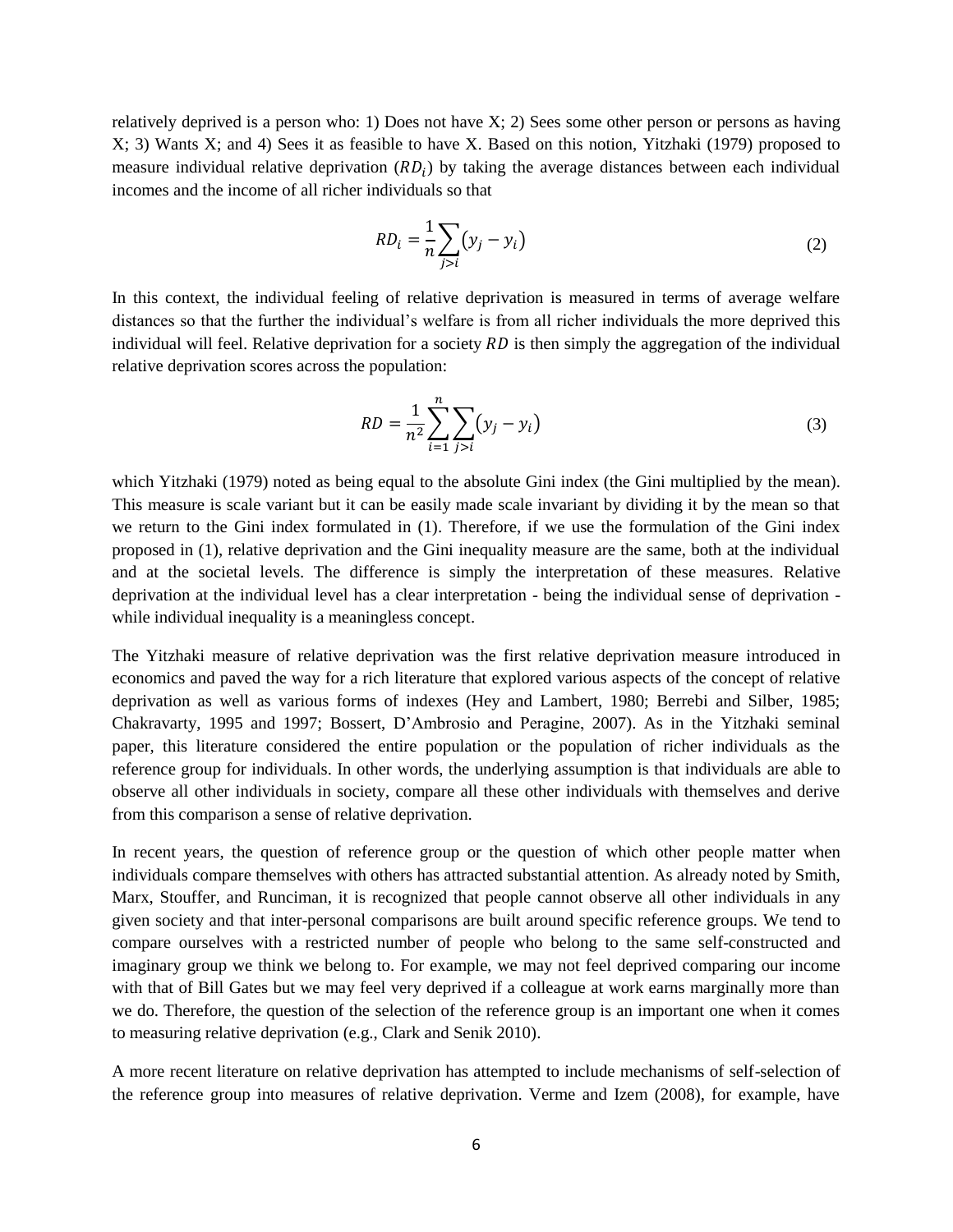relatively deprived is a person who: 1) Does not have X; 2) Sees some other person or persons as having X; 3) Wants X; and 4) Sees it as feasible to have X. Based on this notion, Yitzhaki (1979) proposed to measure individual relative deprivation ($RD_i$) by taking the average distances between each individual incomes and the income of all richer individuals so that

$$RD_i = \frac{1}{n}\sum_{j>i}(y_j - y_i) \tag{2}$$

In this context, the individual feeling of relative deprivation is measured in terms of average welfare distances so that the further the individual's welfare is from all richer individuals the more deprived this individual will feel. Relative deprivation for a society $RD$ is then simply the aggregation of the individual relative deprivation scores across the population:

$$RD = \frac{1}{n^2}\sum_{i=1}^{n}\sum_{j>i}(y_j - y_i) \tag{3}$$

which Yitzhaki (1979) noted as being equal to the absolute Gini index (the Gini multiplied by the mean). This measure is scale variant but it can be easily made scale invariant by dividing it by the mean so that we return to the Gini index formulated in (1). Therefore, if we use the formulation of the Gini index proposed in (1), relative deprivation and the Gini inequality measure are the same, both at the individual and at the societal levels. The difference is simply the interpretation of these measures. Relative deprivation at the individual level has a clear interpretation - being the individual sense of deprivation - while individual inequality is a meaningless concept.

The Yitzhaki measure of relative deprivation was the first relative deprivation measure introduced in economics and paved the way for a rich literature that explored various aspects of the concept of relative deprivation as well as various forms of indexes (Hey and Lambert, 1980; Berrebi and Silber, 1985; Chakravarty, 1995 and 1997; Bossert, D'Ambrosio and Peragine, 2007). As in the Yitzhaki seminal paper, this literature considered the entire population or the population of richer individuals as the reference group for individuals. In other words, the underlying assumption is that individuals are able to observe all other individuals in society, compare all these other individuals with themselves and derive from this comparison a sense of relative deprivation.

In recent years, the question of reference group or the question of which other people matter when individuals compare themselves with others has attracted substantial attention. As already noted by Smith, Marx, Stouffer, and Runciman, it is recognized that people cannot observe all other individuals in any given society and that inter-personal comparisons are built around specific reference groups. We tend to compare ourselves with a restricted number of people who belong to the same self-constructed and imaginary group we think we belong to. For example, we may not feel deprived comparing our income with that of Bill Gates but we may feel very deprived if a colleague at work earns marginally more than we do. Therefore, the question of the selection of the reference group is an important one when it comes to measuring relative deprivation (e.g., Clark and Senik 2010).

A more recent literature on relative deprivation has attempted to include mechanisms of self-selection of the reference group into measures of relative deprivation. Verme and Izem (2008), for example, have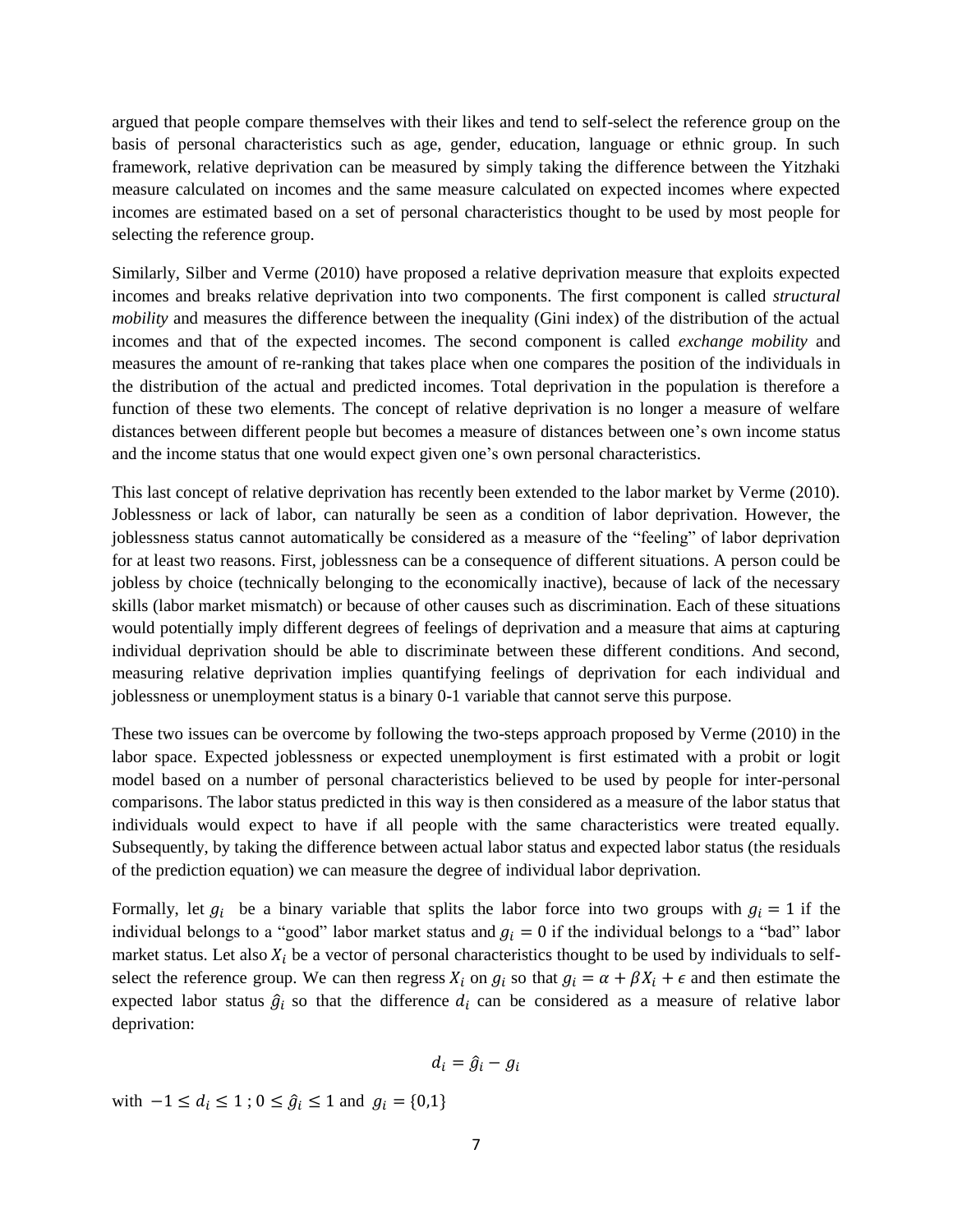argued that people compare themselves with their likes and tend to self-select the reference group on the basis of personal characteristics such as age, gender, education, language or ethnic group. In such framework, relative deprivation can be measured by simply taking the difference between the Yitzhaki measure calculated on incomes and the same measure calculated on expected incomes where expected incomes are estimated based on a set of personal characteristics thought to be used by most people for selecting the reference group.

Similarly, Silber and Verme (2010) have proposed a relative deprivation measure that exploits expected incomes and breaks relative deprivation into two components. The first component is called *structural mobility* and measures the difference between the inequality (Gini index) of the distribution of the actual incomes and that of the expected incomes. The second component is called *exchange mobility* and measures the amount of re-ranking that takes place when one compares the position of the individuals in the distribution of the actual and predicted incomes. Total deprivation in the population is therefore a function of these two elements. The concept of relative deprivation is no longer a measure of welfare distances between different people but becomes a measure of distances between one's own income status and the income status that one would expect given one's own personal characteristics.

This last concept of relative deprivation has recently been extended to the labor market by Verme (2010). Joblessness or lack of labor, can naturally be seen as a condition of labor deprivation. However, the joblessness status cannot automatically be considered as a measure of the "feeling" of labor deprivation for at least two reasons. First, joblessness can be a consequence of different situations. A person could be jobless by choice (technically belonging to the economically inactive), because of lack of the necessary skills (labor market mismatch) or because of other causes such as discrimination. Each of these situations would potentially imply different degrees of feelings of deprivation and a measure that aims at capturing individual deprivation should be able to discriminate between these different conditions. And second, measuring relative deprivation implies quantifying feelings of deprivation for each individual and joblessness or unemployment status is a binary 0-1 variable that cannot serve this purpose.

These two issues can be overcome by following the two-steps approach proposed by Verme (2010) in the labor space. Expected joblessness or expected unemployment is first estimated with a probit or logit model based on a number of personal characteristics believed to be used by people for inter-personal comparisons. The labor status predicted in this way is then considered as a measure of the labor status that individuals would expect to have if all people with the same characteristics were treated equally. Subsequently, by taking the difference between actual labor status and expected labor status (the residuals of the prediction equation) we can measure the degree of individual labor deprivation.

Formally, let $g_i$ be a binary variable that splits the labor force into two groups with $g_i = 1$ if the individual belongs to a "good" labor market status and $g_i = 0$ if the individual belongs to a "bad" labor market status. Let also $X_i$ be a vector of personal characteristics thought to be used by individuals to self-select the reference group. We can then regress $X_i$ on $g_i$ so that $g_i = \alpha + \beta X_i + \epsilon$ and then estimate the expected labor status $\hat{g}_i$ so that the difference $d_i$ can be considered as a measure of relative labor deprivation:

$$d_i = \hat{g}_i - g_i$$

with $-1 \leq d_i \leq 1$ ; $0 \leq \hat{g}_i \leq 1$ and $g_i = \{0,1\}$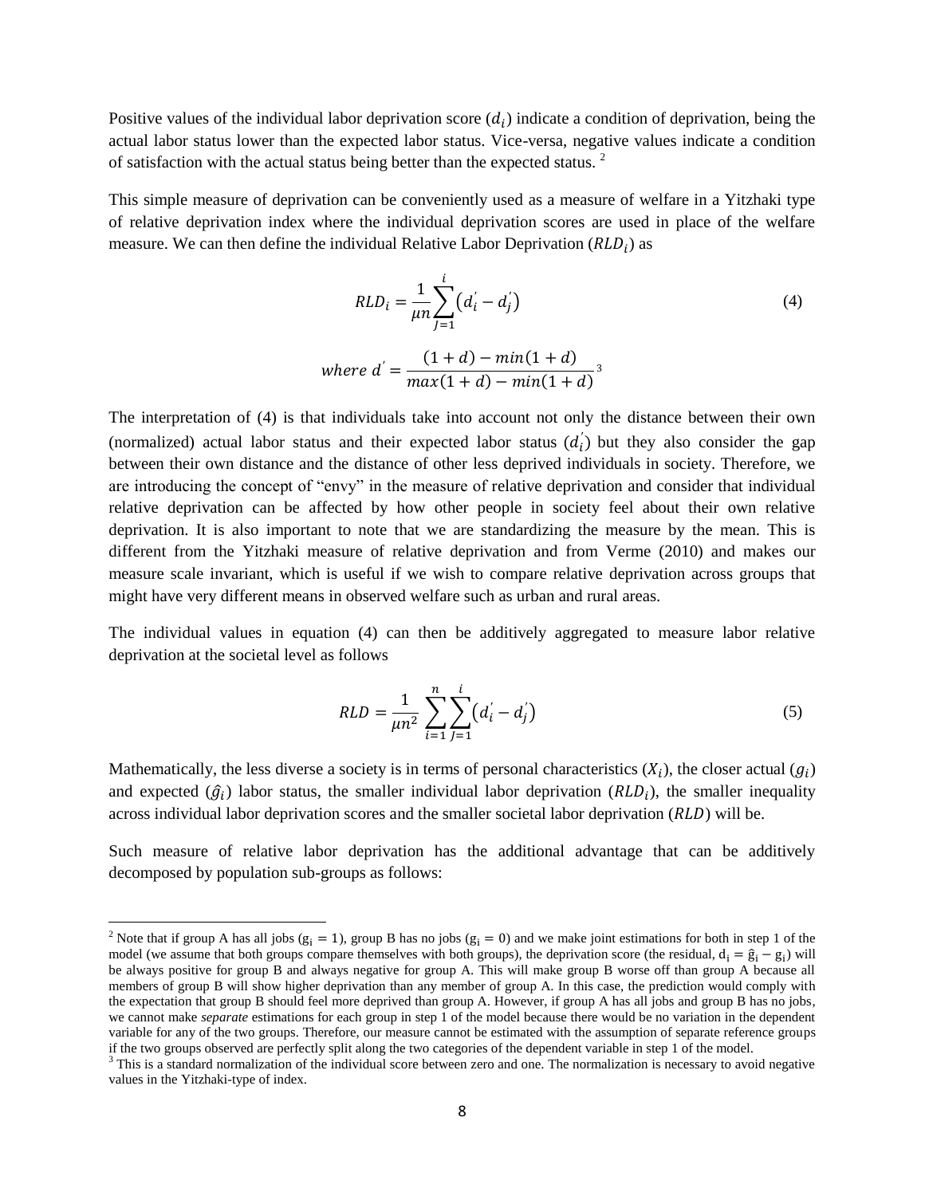Positive values of the individual labor deprivation score ($d_i$) indicate a condition of deprivation, being the actual labor status lower than the expected labor status. Vice-versa, negative values indicate a condition of satisfaction with the actual status being better than the expected status. [2]

This simple measure of deprivation can be conveniently used as a measure of welfare in a Yitzhaki type of relative deprivation index where the individual deprivation scores are used in place of the welfare measure. We can then define the individual Relative Labor Deprivation ($RLD_i$) as

$$RLD_i = \frac{1}{\mu n} \sum_{J=1}^{i} \left( d_i^{'} - d_j^{'} \right) \tag{4}$$

$$where \; d^{'} = \frac{(1+d) - min(1+d)}{max(1+d) - min(1+d)} \text{ [3]}$$

The interpretation of (4) is that individuals take into account not only the distance between their own (normalized) actual labor status and their expected labor status ($d_i^{'}$) but they also consider the gap between their own distance and the distance of other less deprived individuals in society. Therefore, we are introducing the concept of "envy" in the measure of relative deprivation and consider that individual relative deprivation can be affected by how other people in society feel about their own relative deprivation. It is also important to note that we are standardizing the measure by the mean. This is different from the Yitzhaki measure of relative deprivation and from Verme (2010) and makes our measure scale invariant, which is useful if we wish to compare relative deprivation across groups that might have very different means in observed welfare such as urban and rural areas.

The individual values in equation (4) can then be additively aggregated to measure labor relative deprivation at the societal level as follows

$$RLD = \frac{1}{\mu n^2} \sum_{i=1}^{n} \sum_{J=1}^{i} \left( d_i^{'} - d_j^{'} \right) \tag{5}$$

Mathematically, the less diverse a society is in terms of personal characteristics ($X_i$), the closer actual ($g_i$) and expected ($\hat{g}_i$) labor status, the smaller individual labor deprivation ($RLD_i$), the smaller inequality across individual labor deprivation scores and the smaller societal labor deprivation ($RLD$) will be.

Such measure of relative labor deprivation has the additional advantage that can be additively decomposed by population sub-groups as follows:

---

[2] Note that if group A has all jobs ($g_i = 1$), group B has no jobs ($g_i = 0$) and we make joint estimations for both in step 1 of the model (we assume that both groups compare themselves with both groups), the deprivation score (the residual, $d_i = \hat{g}_i - g_i$) will be always positive for group B and always negative for group A. This will make group B worse off than group A because all members of group B will show higher deprivation than any member of group A. In this case, the prediction would comply with the expectation that group B should feel more deprived than group A. However, if group A has all jobs and group B has no jobs, we cannot make *separate* estimations for each group in step 1 of the model because there would be no variation in the dependent variable for any of the two groups. Therefore, our measure cannot be estimated with the assumption of separate reference groups if the two groups observed are perfectly split along the two categories of the dependent variable in step 1 of the model.

[3] This is a standard normalization of the individual score between zero and one. The normalization is necessary to avoid negative values in the Yitzhaki-type of index.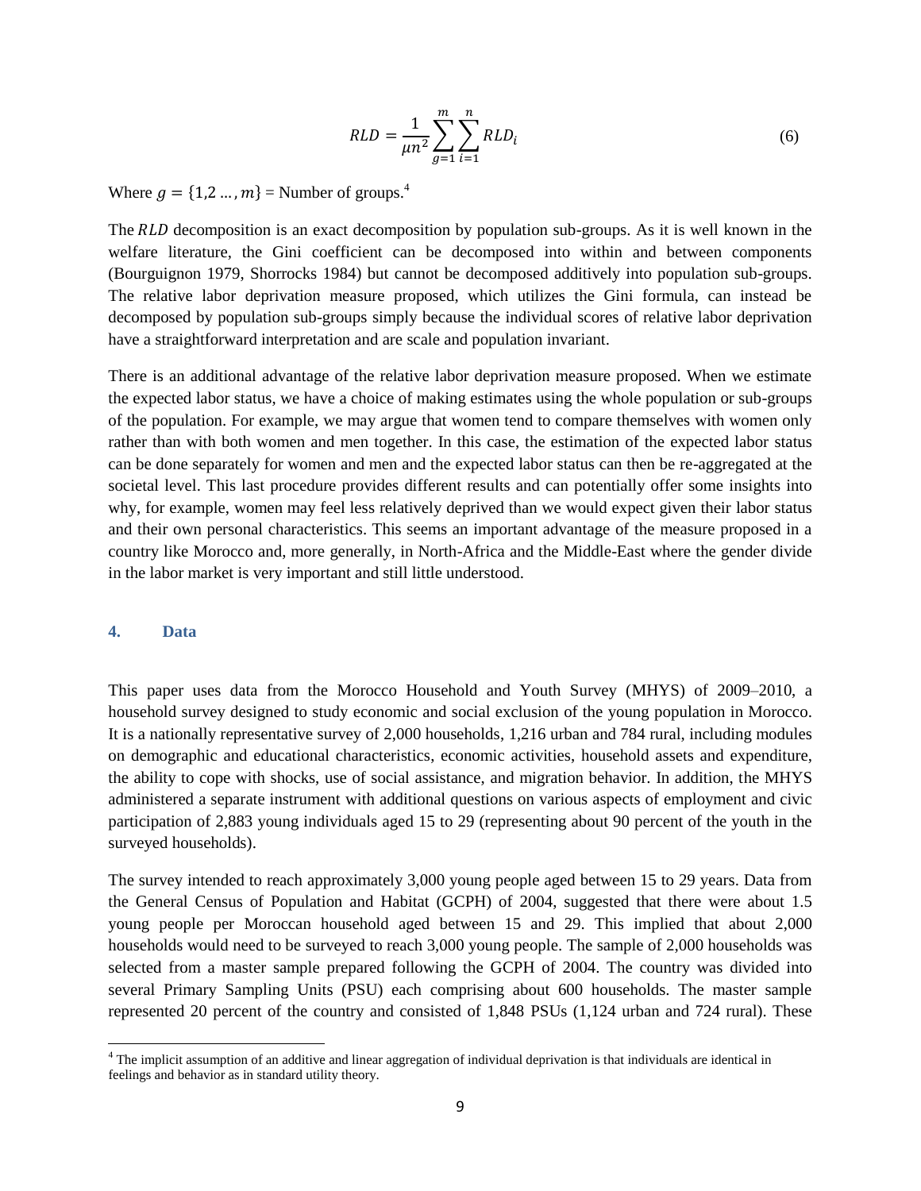$$RLD = \frac{1}{\mu n^2} \sum_{g=1}^{m} \sum_{i=1}^{n} RLD_i \tag{6}$$

Where $g = \{1,2 \dots, m\}$ = Number of groups.[4]

The $RLD$ decomposition is an exact decomposition by population sub-groups. As it is well known in the welfare literature, the Gini coefficient can be decomposed into within and between components (Bourguignon 1979, Shorrocks 1984) but cannot be decomposed additively into population sub-groups. The relative labor deprivation measure proposed, which utilizes the Gini formula, can instead be decomposed by population sub-groups simply because the individual scores of relative labor deprivation have a straightforward interpretation and are scale and population invariant.

There is an additional advantage of the relative labor deprivation measure proposed. When we estimate the expected labor status, we have a choice of making estimates using the whole population or sub-groups of the population. For example, we may argue that women tend to compare themselves with women only rather than with both women and men together. In this case, the estimation of the expected labor status can be done separately for women and men and the expected labor status can then be re-aggregated at the societal level. This last procedure provides different results and can potentially offer some insights into why, for example, women may feel less relatively deprived than we would expect given their labor status and their own personal characteristics. This seems an important advantage of the measure proposed in a country like Morocco and, more generally, in North-Africa and the Middle-East where the gender divide in the labor market is very important and still little understood.

## 4. Data

This paper uses data from the Morocco Household and Youth Survey (MHYS) of 2009–2010, a household survey designed to study economic and social exclusion of the young population in Morocco. It is a nationally representative survey of 2,000 households, 1,216 urban and 784 rural, including modules on demographic and educational characteristics, economic activities, household assets and expenditure, the ability to cope with shocks, use of social assistance, and migration behavior. In addition, the MHYS administered a separate instrument with additional questions on various aspects of employment and civic participation of 2,883 young individuals aged 15 to 29 (representing about 90 percent of the youth in the surveyed households).

The survey intended to reach approximately 3,000 young people aged between 15 to 29 years. Data from the General Census of Population and Habitat (GCPH) of 2004, suggested that there were about 1.5 young people per Moroccan household aged between 15 and 29. This implied that about 2,000 households would need to be surveyed to reach 3,000 young people. The sample of 2,000 households was selected from a master sample prepared following the GCPH of 2004. The country was divided into several Primary Sampling Units (PSU) each comprising about 600 households. The master sample represented 20 percent of the country and consisted of 1,848 PSUs (1,124 urban and 724 rural). These

[4] The implicit assumption of an additive and linear aggregation of individual deprivation is that individuals are identical in feelings and behavior as in standard utility theory.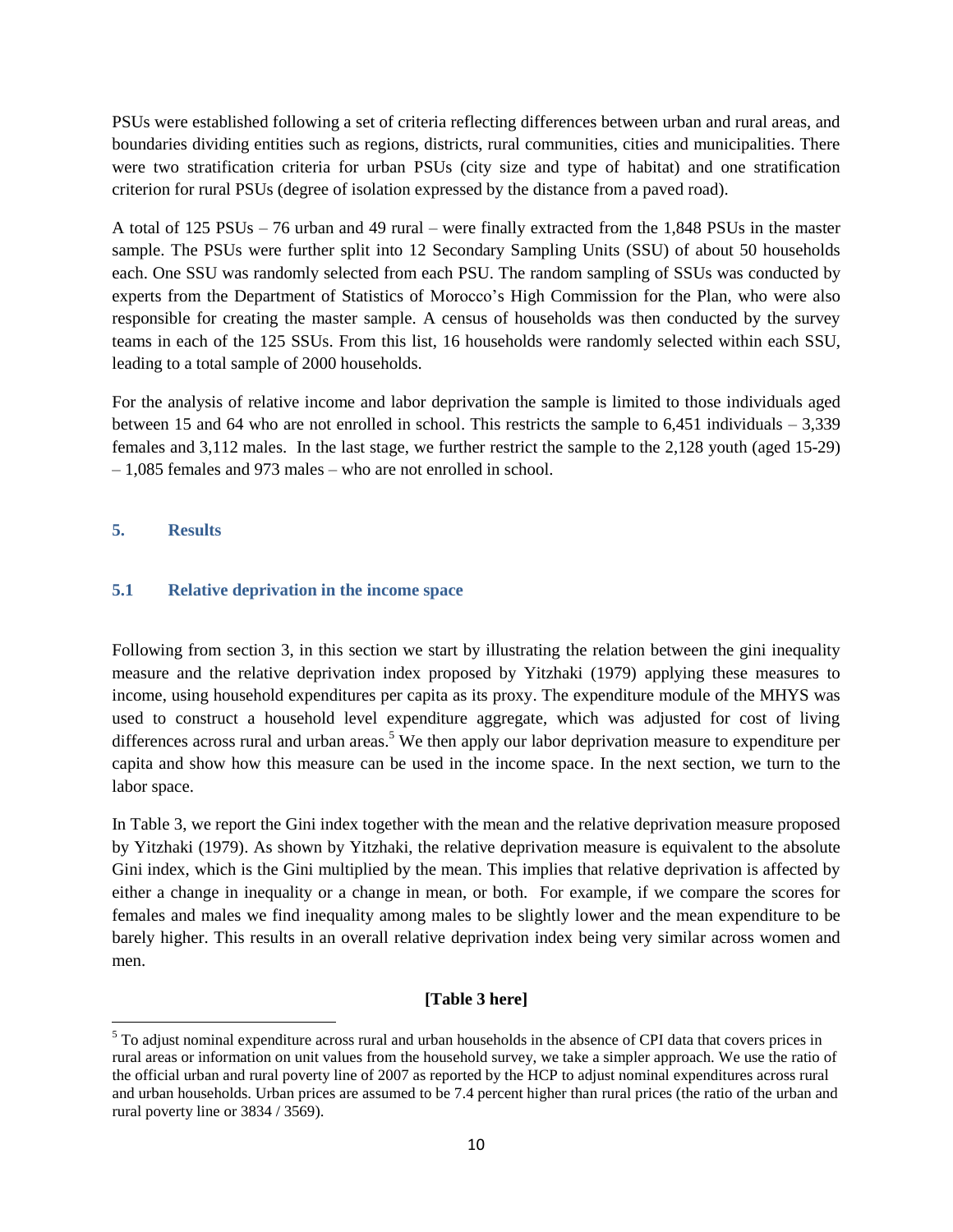PSUs were established following a set of criteria reflecting differences between urban and rural areas, and boundaries dividing entities such as regions, districts, rural communities, cities and municipalities. There were two stratification criteria for urban PSUs (city size and type of habitat) and one stratification criterion for rural PSUs (degree of isolation expressed by the distance from a paved road).

A total of 125 PSUs – 76 urban and 49 rural – were finally extracted from the 1,848 PSUs in the master sample. The PSUs were further split into 12 Secondary Sampling Units (SSU) of about 50 households each. One SSU was randomly selected from each PSU. The random sampling of SSUs was conducted by experts from the Department of Statistics of Morocco's High Commission for the Plan, who were also responsible for creating the master sample. A census of households was then conducted by the survey teams in each of the 125 SSUs. From this list, 16 households were randomly selected within each SSU, leading to a total sample of 2000 households.

For the analysis of relative income and labor deprivation the sample is limited to those individuals aged between 15 and 64 who are not enrolled in school. This restricts the sample to 6,451 individuals – 3,339 females and 3,112 males. In the last stage, we further restrict the sample to the 2,128 youth (aged 15-29) – 1,085 females and 973 males – who are not enrolled in school.

## 5. Results

### 5.1 Relative deprivation in the income space

Following from section 3, in this section we start by illustrating the relation between the gini inequality measure and the relative deprivation index proposed by Yitzhaki (1979) applying these measures to income, using household expenditures per capita as its proxy. The expenditure module of the MHYS was used to construct a household level expenditure aggregate, which was adjusted for cost of living differences across rural and urban areas.[5] We then apply our labor deprivation measure to expenditure per capita and show how this measure can be used in the income space. In the next section, we turn to the labor space.

In Table 3, we report the Gini index together with the mean and the relative deprivation measure proposed by Yitzhaki (1979). As shown by Yitzhaki, the relative deprivation measure is equivalent to the absolute Gini index, which is the Gini multiplied by the mean. This implies that relative deprivation is affected by either a change in inequality or a change in mean, or both. For example, if we compare the scores for females and males we find inequality among males to be slightly lower and the mean expenditure to be barely higher. This results in an overall relative deprivation index being very similar across women and men.

**[Table 3 here]**

[5] To adjust nominal expenditure across rural and urban households in the absence of CPI data that covers prices in rural areas or information on unit values from the household survey, we take a simpler approach. We use the ratio of the official urban and rural poverty line of 2007 as reported by the HCP to adjust nominal expenditures across rural and urban households. Urban prices are assumed to be 7.4 percent higher than rural prices (the ratio of the urban and rural poverty line or 3834 / 3569).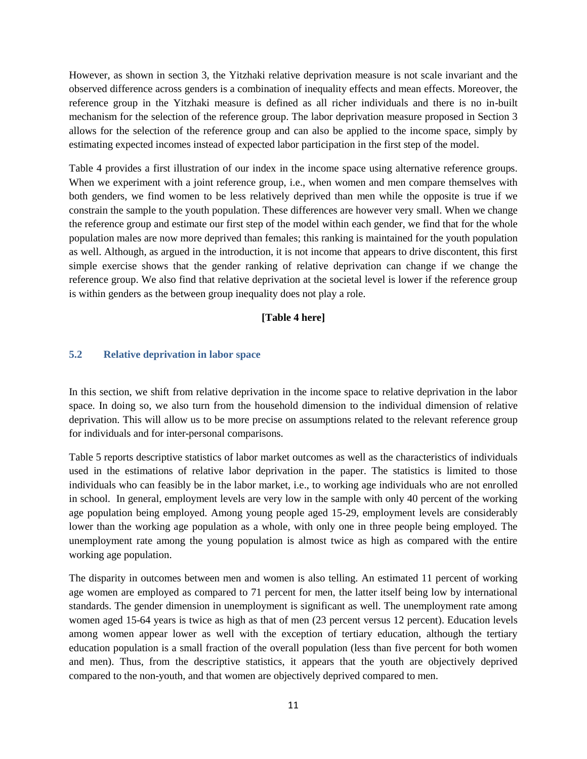However, as shown in section 3, the Yitzhaki relative deprivation measure is not scale invariant and the observed difference across genders is a combination of inequality effects and mean effects. Moreover, the reference group in the Yitzhaki measure is defined as all richer individuals and there is no in-built mechanism for the selection of the reference group. The labor deprivation measure proposed in Section 3 allows for the selection of the reference group and can also be applied to the income space, simply by estimating expected incomes instead of expected labor participation in the first step of the model.

Table 4 provides a first illustration of our index in the income space using alternative reference groups. When we experiment with a joint reference group, i.e., when women and men compare themselves with both genders, we find women to be less relatively deprived than men while the opposite is true if we constrain the sample to the youth population. These differences are however very small. When we change the reference group and estimate our first step of the model within each gender, we find that for the whole population males are now more deprived than females; this ranking is maintained for the youth population as well. Although, as argued in the introduction, it is not income that appears to drive discontent, this first simple exercise shows that the gender ranking of relative deprivation can change if we change the reference group. We also find that relative deprivation at the societal level is lower if the reference group is within genders as the between group inequality does not play a role.

**[Table 4 here]**

### 5.2 Relative deprivation in labor space

In this section, we shift from relative deprivation in the income space to relative deprivation in the labor space. In doing so, we also turn from the household dimension to the individual dimension of relative deprivation. This will allow us to be more precise on assumptions related to the relevant reference group for individuals and for inter-personal comparisons.

Table 5 reports descriptive statistics of labor market outcomes as well as the characteristics of individuals used in the estimations of relative labor deprivation in the paper. The statistics is limited to those individuals who can feasibly be in the labor market, i.e., to working age individuals who are not enrolled in school. In general, employment levels are very low in the sample with only 40 percent of the working age population being employed. Among young people aged 15-29, employment levels are considerably lower than the working age population as a whole, with only one in three people being employed. The unemployment rate among the young population is almost twice as high as compared with the entire working age population.

The disparity in outcomes between men and women is also telling. An estimated 11 percent of working age women are employed as compared to 71 percent for men, the latter itself being low by international standards. The gender dimension in unemployment is significant as well. The unemployment rate among women aged 15-64 years is twice as high as that of men (23 percent versus 12 percent). Education levels among women appear lower as well with the exception of tertiary education, although the tertiary education population is a small fraction of the overall population (less than five percent for both women and men). Thus, from the descriptive statistics, it appears that the youth are objectively deprived compared to the non-youth, and that women are objectively deprived compared to men.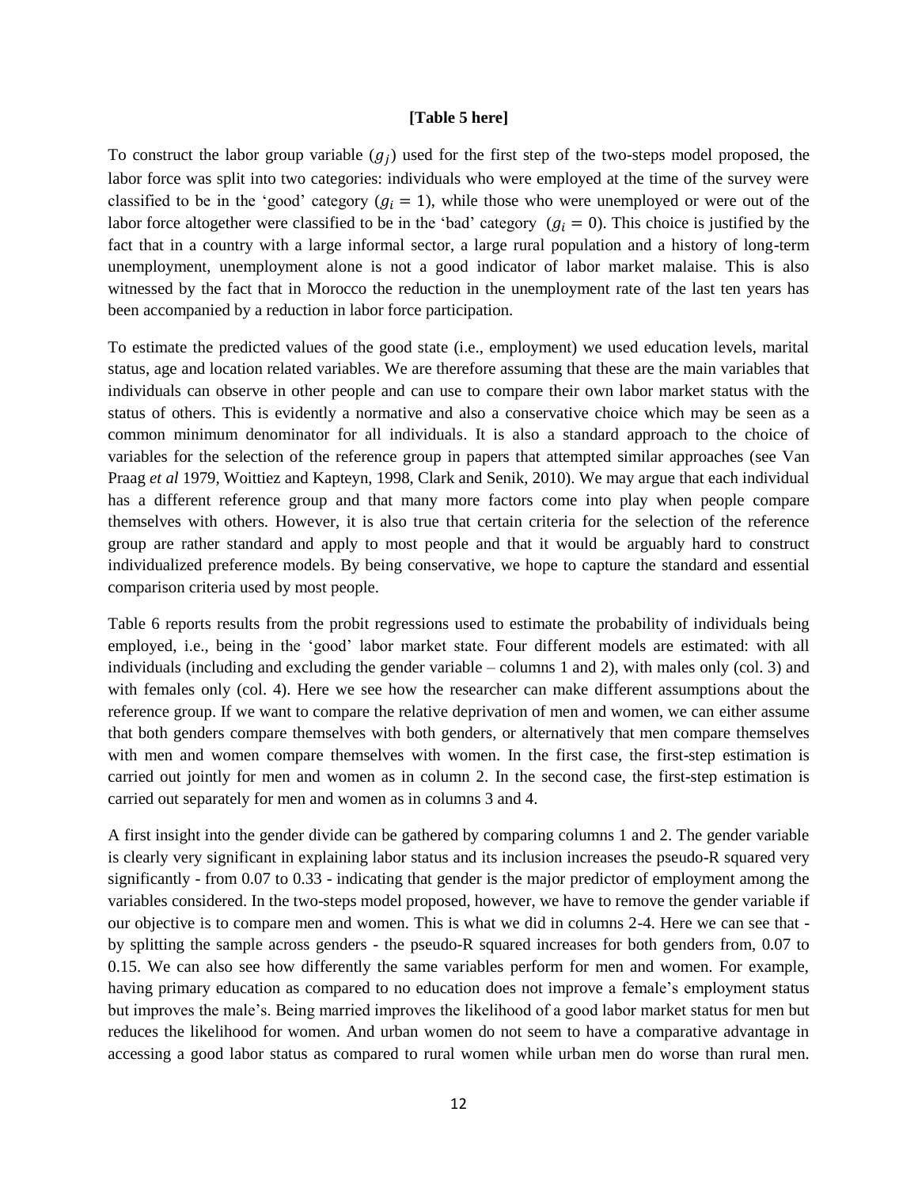**[Table 5 here]**

To construct the labor group variable ($g_j$) used for the first step of the two-steps model proposed, the labor force was split into two categories: individuals who were employed at the time of the survey were classified to be in the 'good' category ($g_i = 1$), while those who were unemployed or were out of the labor force altogether were classified to be in the 'bad' category ($g_i = 0$). This choice is justified by the fact that in a country with a large informal sector, a large rural population and a history of long-term unemployment, unemployment alone is not a good indicator of labor market malaise. This is also witnessed by the fact that in Morocco the reduction in the unemployment rate of the last ten years has been accompanied by a reduction in labor force participation.

To estimate the predicted values of the good state (i.e., employment) we used education levels, marital status, age and location related variables. We are therefore assuming that these are the main variables that individuals can observe in other people and can use to compare their own labor market status with the status of others. This is evidently a normative and also a conservative choice which may be seen as a common minimum denominator for all individuals. It is also a standard approach to the choice of variables for the selection of the reference group in papers that attempted similar approaches (see Van Praag *et al* 1979, Woittiez and Kapteyn, 1998, Clark and Senik, 2010). We may argue that each individual has a different reference group and that many more factors come into play when people compare themselves with others. However, it is also true that certain criteria for the selection of the reference group are rather standard and apply to most people and that it would be arguably hard to construct individualized preference models. By being conservative, we hope to capture the standard and essential comparison criteria used by most people.

Table 6 reports results from the probit regressions used to estimate the probability of individuals being employed, i.e., being in the 'good' labor market state. Four different models are estimated: with all individuals (including and excluding the gender variable – columns 1 and 2), with males only (col. 3) and with females only (col. 4). Here we see how the researcher can make different assumptions about the reference group. If we want to compare the relative deprivation of men and women, we can either assume that both genders compare themselves with both genders, or alternatively that men compare themselves with men and women compare themselves with women. In the first case, the first-step estimation is carried out jointly for men and women as in column 2. In the second case, the first-step estimation is carried out separately for men and women as in columns 3 and 4.

A first insight into the gender divide can be gathered by comparing columns 1 and 2. The gender variable is clearly very significant in explaining labor status and its inclusion increases the pseudo-R squared very significantly - from 0.07 to 0.33 - indicating that gender is the major predictor of employment among the variables considered. In the two-steps model proposed, however, we have to remove the gender variable if our objective is to compare men and women. This is what we did in columns 2-4. Here we can see that - by splitting the sample across genders - the pseudo-R squared increases for both genders from, 0.07 to 0.15. We can also see how differently the same variables perform for men and women. For example, having primary education as compared to no education does not improve a female's employment status but improves the male's. Being married improves the likelihood of a good labor market status for men but reduces the likelihood for women. And urban women do not seem to have a comparative advantage in accessing a good labor status as compared to rural women while urban men do worse than rural men.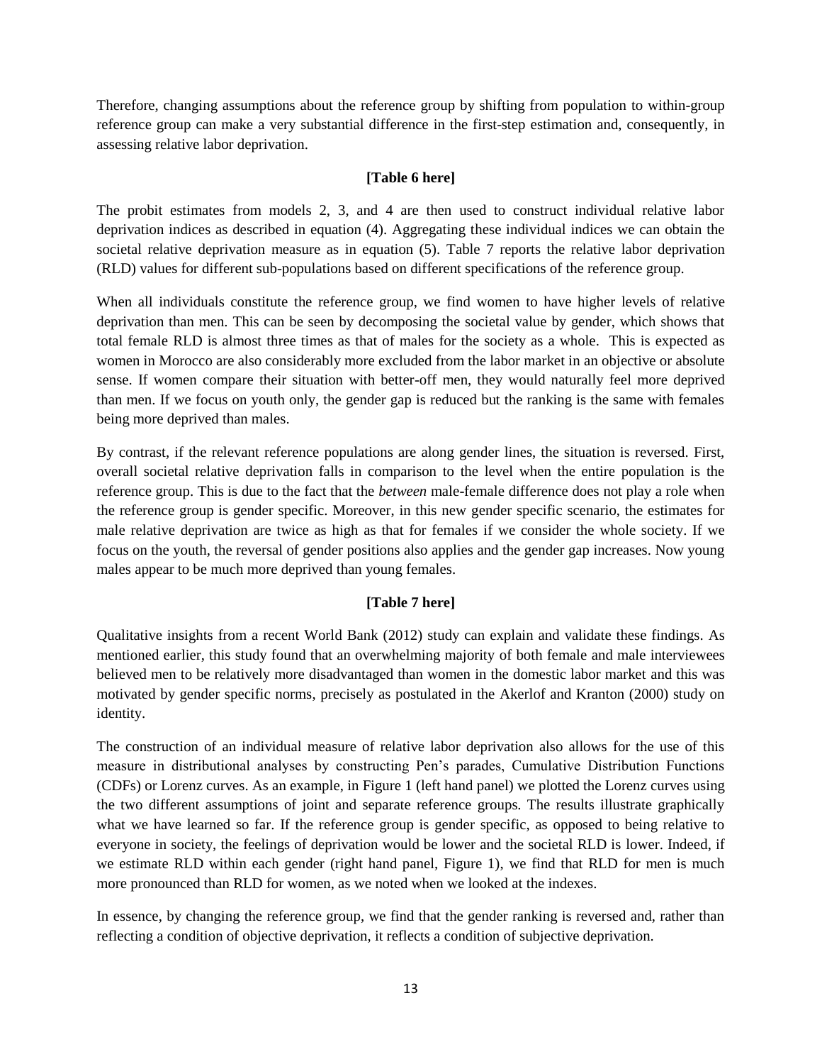Therefore, changing assumptions about the reference group by shifting from population to within-group reference group can make a very substantial difference in the first-step estimation and, consequently, in assessing relative labor deprivation.

**[Table 6 here]**

The probit estimates from models 2, 3, and 4 are then used to construct individual relative labor deprivation indices as described in equation (4). Aggregating these individual indices we can obtain the societal relative deprivation measure as in equation (5). Table 7 reports the relative labor deprivation (RLD) values for different sub-populations based on different specifications of the reference group.

When all individuals constitute the reference group, we find women to have higher levels of relative deprivation than men. This can be seen by decomposing the societal value by gender, which shows that total female RLD is almost three times as that of males for the society as a whole. This is expected as women in Morocco are also considerably more excluded from the labor market in an objective or absolute sense. If women compare their situation with better-off men, they would naturally feel more deprived than men. If we focus on youth only, the gender gap is reduced but the ranking is the same with females being more deprived than males.

By contrast, if the relevant reference populations are along gender lines, the situation is reversed. First, overall societal relative deprivation falls in comparison to the level when the entire population is the reference group. This is due to the fact that the *between* male-female difference does not play a role when the reference group is gender specific. Moreover, in this new gender specific scenario, the estimates for male relative deprivation are twice as high as that for females if we consider the whole society. If we focus on the youth, the reversal of gender positions also applies and the gender gap increases. Now young males appear to be much more deprived than young females.

**[Table 7 here]**

Qualitative insights from a recent World Bank (2012) study can explain and validate these findings. As mentioned earlier, this study found that an overwhelming majority of both female and male interviewees believed men to be relatively more disadvantaged than women in the domestic labor market and this was motivated by gender specific norms, precisely as postulated in the Akerlof and Kranton (2000) study on identity.

The construction of an individual measure of relative labor deprivation also allows for the use of this measure in distributional analyses by constructing Pen's parades, Cumulative Distribution Functions (CDFs) or Lorenz curves. As an example, in Figure 1 (left hand panel) we plotted the Lorenz curves using the two different assumptions of joint and separate reference groups. The results illustrate graphically what we have learned so far. If the reference group is gender specific, as opposed to being relative to everyone in society, the feelings of deprivation would be lower and the societal RLD is lower. Indeed, if we estimate RLD within each gender (right hand panel, Figure 1), we find that RLD for men is much more pronounced than RLD for women, as we noted when we looked at the indexes.

In essence, by changing the reference group, we find that the gender ranking is reversed and, rather than reflecting a condition of objective deprivation, it reflects a condition of subjective deprivation.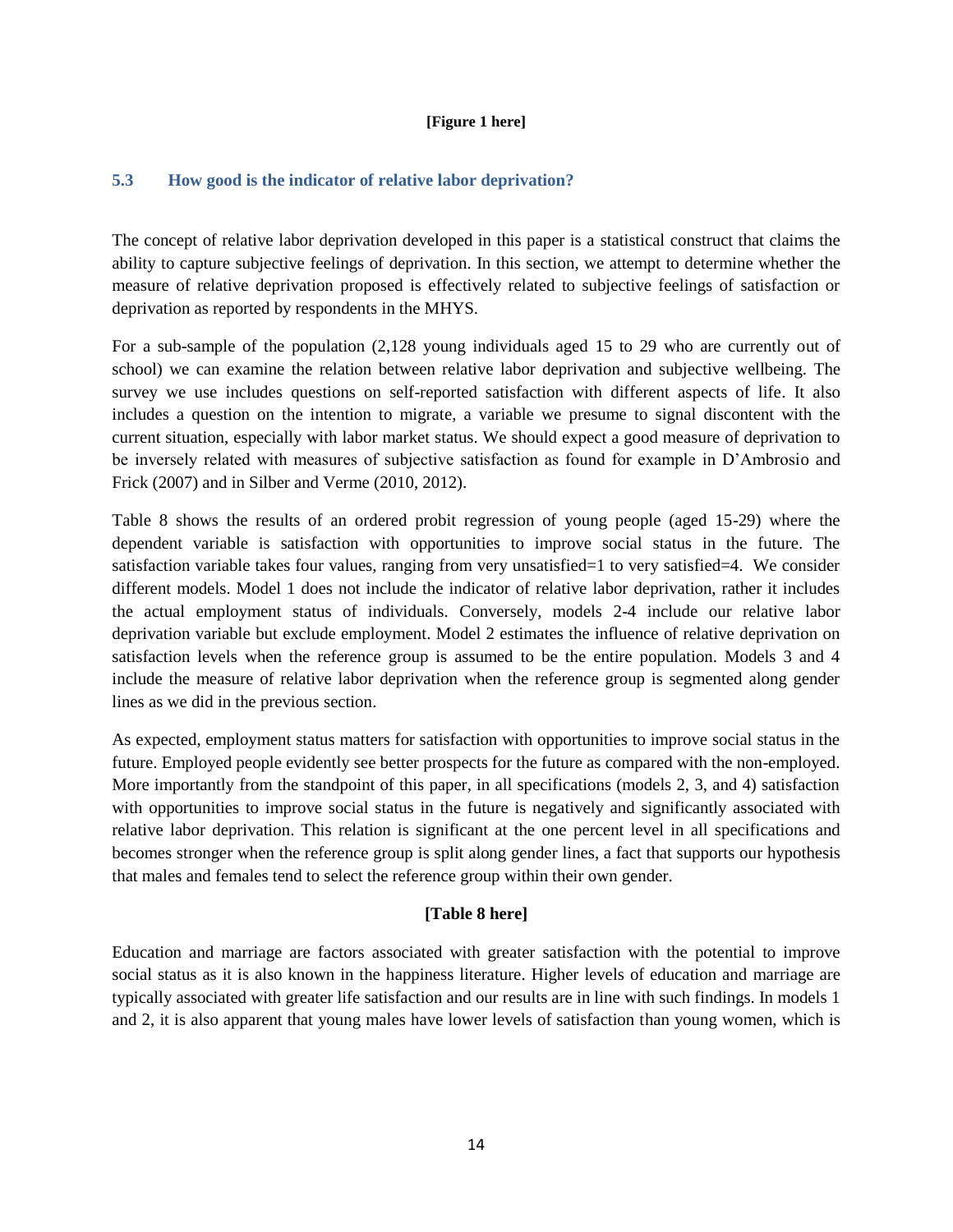**[Figure 1 here]**

### 5.3 How good is the indicator of relative labor deprivation?

The concept of relative labor deprivation developed in this paper is a statistical construct that claims the ability to capture subjective feelings of deprivation. In this section, we attempt to determine whether the measure of relative deprivation proposed is effectively related to subjective feelings of satisfaction or deprivation as reported by respondents in the MHYS.

For a sub-sample of the population (2,128 young individuals aged 15 to 29 who are currently out of school) we can examine the relation between relative labor deprivation and subjective wellbeing. The survey we use includes questions on self-reported satisfaction with different aspects of life. It also includes a question on the intention to migrate, a variable we presume to signal discontent with the current situation, especially with labor market status. We should expect a good measure of deprivation to be inversely related with measures of subjective satisfaction as found for example in D'Ambrosio and Frick (2007) and in Silber and Verme (2010, 2012).

Table 8 shows the results of an ordered probit regression of young people (aged 15-29) where the dependent variable is satisfaction with opportunities to improve social status in the future. The satisfaction variable takes four values, ranging from very unsatisfied=1 to very satisfied=4. We consider different models. Model 1 does not include the indicator of relative labor deprivation, rather it includes the actual employment status of individuals. Conversely, models 2-4 include our relative labor deprivation variable but exclude employment. Model 2 estimates the influence of relative deprivation on satisfaction levels when the reference group is assumed to be the entire population. Models 3 and 4 include the measure of relative labor deprivation when the reference group is segmented along gender lines as we did in the previous section.

As expected, employment status matters for satisfaction with opportunities to improve social status in the future. Employed people evidently see better prospects for the future as compared with the non-employed. More importantly from the standpoint of this paper, in all specifications (models 2, 3, and 4) satisfaction with opportunities to improve social status in the future is negatively and significantly associated with relative labor deprivation. This relation is significant at the one percent level in all specifications and becomes stronger when the reference group is split along gender lines, a fact that supports our hypothesis that males and females tend to select the reference group within their own gender.

**[Table 8 here]**

Education and marriage are factors associated with greater satisfaction with the potential to improve social status as it is also known in the happiness literature. Higher levels of education and marriage are typically associated with greater life satisfaction and our results are in line with such findings. In models 1 and 2, it is also apparent that young males have lower levels of satisfaction than young women, which is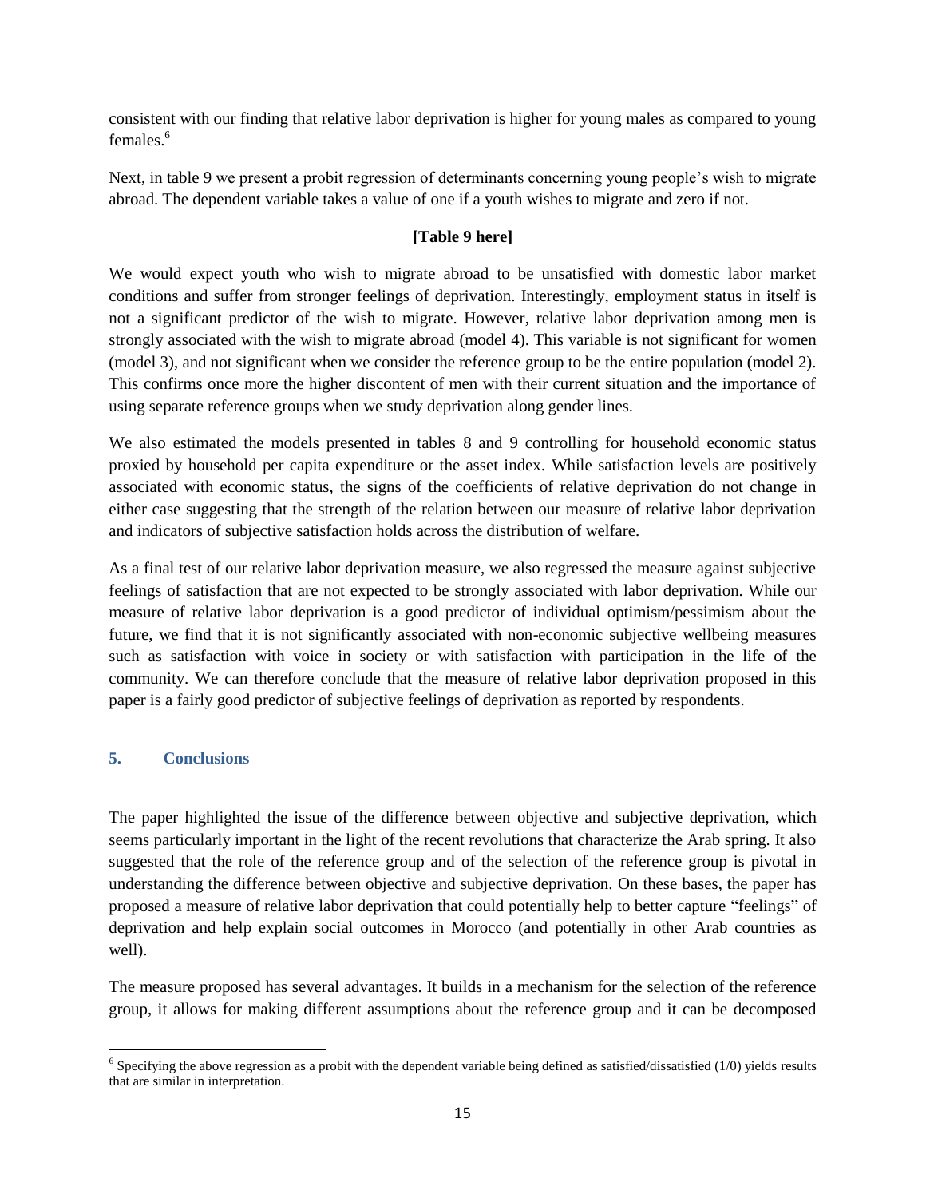consistent with our finding that relative labor deprivation is higher for young males as compared to young females.[6]

Next, in table 9 we present a probit regression of determinants concerning young people's wish to migrate abroad. The dependent variable takes a value of one if a youth wishes to migrate and zero if not.

**[Table 9 here]**

We would expect youth who wish to migrate abroad to be unsatisfied with domestic labor market conditions and suffer from stronger feelings of deprivation. Interestingly, employment status in itself is not a significant predictor of the wish to migrate. However, relative labor deprivation among men is strongly associated with the wish to migrate abroad (model 4). This variable is not significant for women (model 3), and not significant when we consider the reference group to be the entire population (model 2). This confirms once more the higher discontent of men with their current situation and the importance of using separate reference groups when we study deprivation along gender lines.

We also estimated the models presented in tables 8 and 9 controlling for household economic status proxied by household per capita expenditure or the asset index. While satisfaction levels are positively associated with economic status, the signs of the coefficients of relative deprivation do not change in either case suggesting that the strength of the relation between our measure of relative labor deprivation and indicators of subjective satisfaction holds across the distribution of welfare.

As a final test of our relative labor deprivation measure, we also regressed the measure against subjective feelings of satisfaction that are not expected to be strongly associated with labor deprivation. While our measure of relative labor deprivation is a good predictor of individual optimism/pessimism about the future, we find that it is not significantly associated with non-economic subjective wellbeing measures such as satisfaction with voice in society or with satisfaction with participation in the life of the community. We can therefore conclude that the measure of relative labor deprivation proposed in this paper is a fairly good predictor of subjective feelings of deprivation as reported by respondents.

## 5. Conclusions

The paper highlighted the issue of the difference between objective and subjective deprivation, which seems particularly important in the light of the recent revolutions that characterize the Arab spring. It also suggested that the role of the reference group and of the selection of the reference group is pivotal in understanding the difference between objective and subjective deprivation. On these bases, the paper has proposed a measure of relative labor deprivation that could potentially help to better capture "feelings" of deprivation and help explain social outcomes in Morocco (and potentially in other Arab countries as well).

The measure proposed has several advantages. It builds in a mechanism for the selection of the reference group, it allows for making different assumptions about the reference group and it can be decomposed

[6] Specifying the above regression as a probit with the dependent variable being defined as satisfied/dissatisfied (1/0) yields results that are similar in interpretation.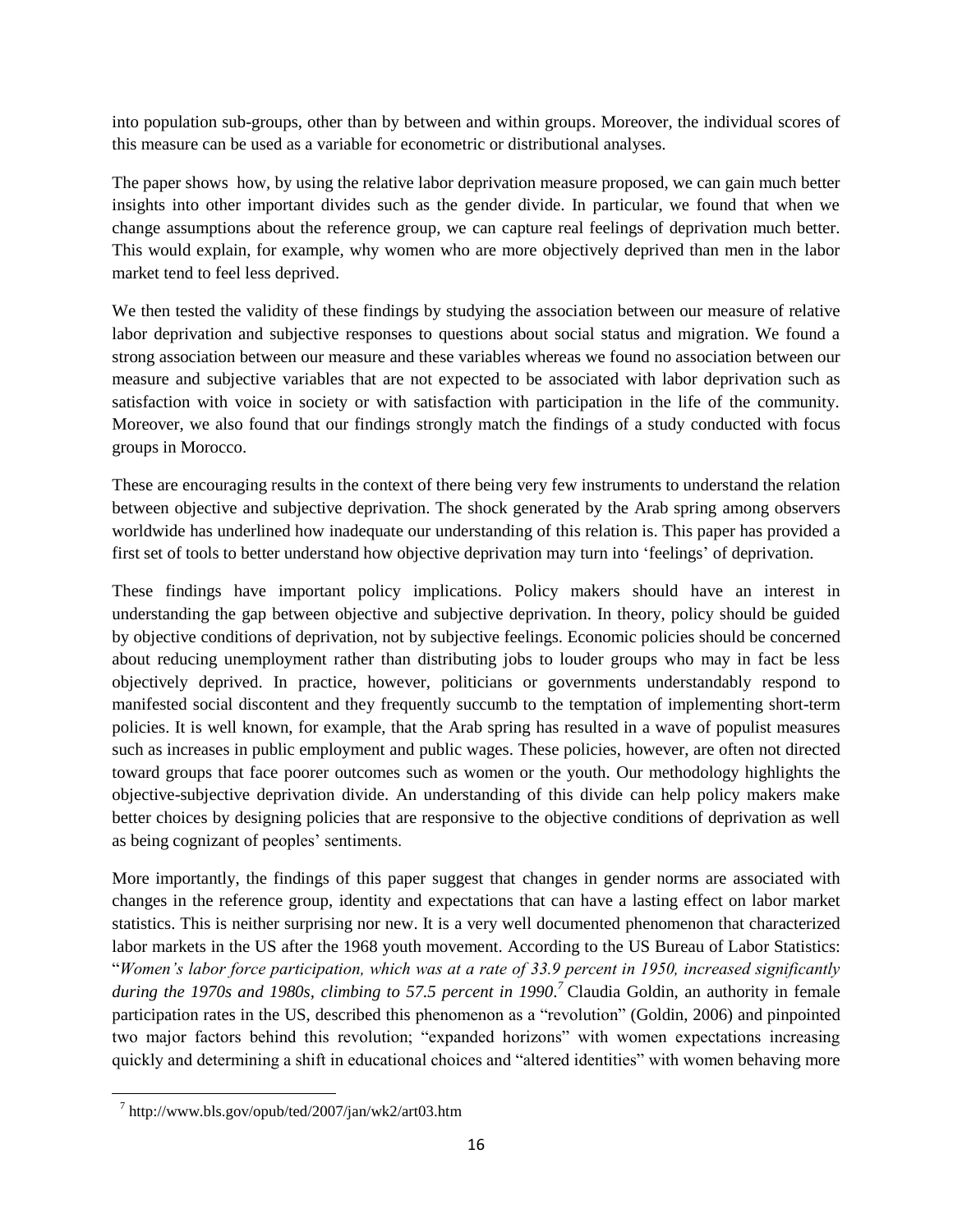into population sub-groups, other than by between and within groups. Moreover, the individual scores of this measure can be used as a variable for econometric or distributional analyses.

The paper shows how, by using the relative labor deprivation measure proposed, we can gain much better insights into other important divides such as the gender divide. In particular, we found that when we change assumptions about the reference group, we can capture real feelings of deprivation much better. This would explain, for example, why women who are more objectively deprived than men in the labor market tend to feel less deprived.

We then tested the validity of these findings by studying the association between our measure of relative labor deprivation and subjective responses to questions about social status and migration. We found a strong association between our measure and these variables whereas we found no association between our measure and subjective variables that are not expected to be associated with labor deprivation such as satisfaction with voice in society or with satisfaction with participation in the life of the community. Moreover, we also found that our findings strongly match the findings of a study conducted with focus groups in Morocco.

These are encouraging results in the context of there being very few instruments to understand the relation between objective and subjective deprivation. The shock generated by the Arab spring among observers worldwide has underlined how inadequate our understanding of this relation is. This paper has provided a first set of tools to better understand how objective deprivation may turn into 'feelings' of deprivation.

These findings have important policy implications. Policy makers should have an interest in understanding the gap between objective and subjective deprivation. In theory, policy should be guided by objective conditions of deprivation, not by subjective feelings. Economic policies should be concerned about reducing unemployment rather than distributing jobs to louder groups who may in fact be less objectively deprived. In practice, however, politicians or governments understandably respond to manifested social discontent and they frequently succumb to the temptation of implementing short-term policies. It is well known, for example, that the Arab spring has resulted in a wave of populist measures such as increases in public employment and public wages. These policies, however, are often not directed toward groups that face poorer outcomes such as women or the youth. Our methodology highlights the objective-subjective deprivation divide. An understanding of this divide can help policy makers make better choices by designing policies that are responsive to the objective conditions of deprivation as well as being cognizant of peoples' sentiments.

More importantly, the findings of this paper suggest that changes in gender norms are associated with changes in the reference group, identity and expectations that can have a lasting effect on labor market statistics. This is neither surprising nor new. It is a very well documented phenomenon that characterized labor markets in the US after the 1968 youth movement. According to the US Bureau of Labor Statistics: "*Women's labor force participation, which was at a rate of 33.9 percent in 1950, increased significantly during the 1970s and 1980s, climbing to 57.5 percent in 1990.*[7] Claudia Goldin, an authority in female participation rates in the US, described this phenomenon as a "revolution" (Goldin, 2006) and pinpointed two major factors behind this revolution; "expanded horizons" with women expectations increasing quickly and determining a shift in educational choices and "altered identities" with women behaving more

[7] http://www.bls.gov/opub/ted/2007/jan/wk2/art03.htm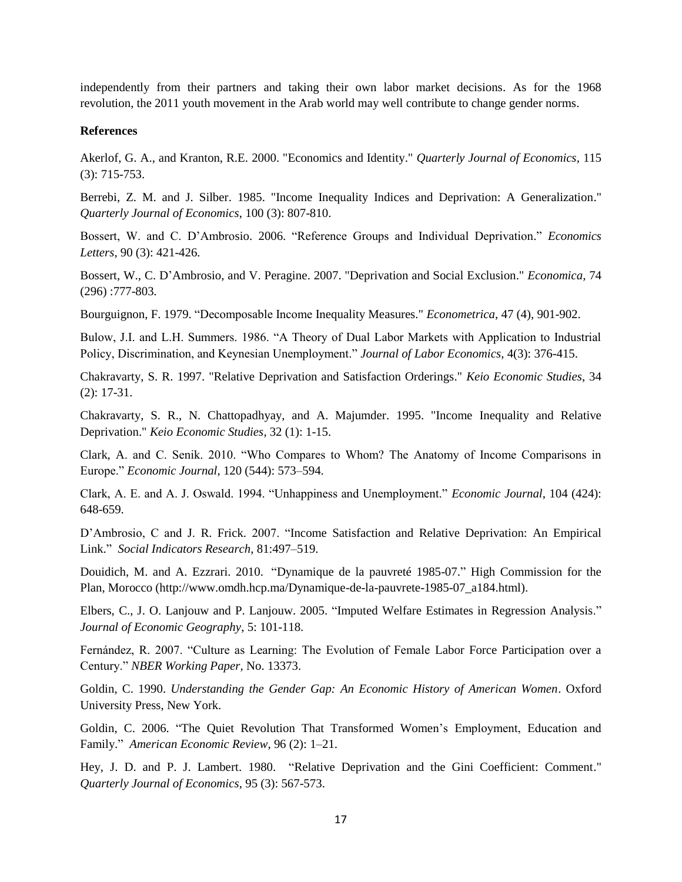independently from their partners and taking their own labor market decisions. As for the 1968 revolution, the 2011 youth movement in the Arab world may well contribute to change gender norms.

**References**

Akerlof, G. A., and Kranton, R.E. 2000. "Economics and Identity." *Quarterly Journal of Economics*, 115 (3): 715-753.

Berrebi, Z. M. and J. Silber. 1985. "Income Inequality Indices and Deprivation: A Generalization." *Quarterly Journal of Economics*, 100 (3): 807-810.

Bossert, W. and C. D'Ambrosio. 2006. "Reference Groups and Individual Deprivation." *Economics Letters*, 90 (3): 421-426.

Bossert, W., C. D'Ambrosio, and V. Peragine. 2007. "Deprivation and Social Exclusion." *Economica*, 74 (296) :777-803.

Bourguignon, F. 1979. "Decomposable Income Inequality Measures." *Econometrica*, 47 (4), 901-902.

Bulow, J.I. and L.H. Summers. 1986. "A Theory of Dual Labor Markets with Application to Industrial Policy, Discrimination, and Keynesian Unemployment." *Journal of Labor Economics*, 4(3): 376-415.

Chakravarty, S. R. 1997. "Relative Deprivation and Satisfaction Orderings." *Keio Economic Studies*, 34 (2): 17-31.

Chakravarty, S. R., N. Chattopadhyay, and A. Majumder. 1995. "Income Inequality and Relative Deprivation." *Keio Economic Studies*, 32 (1): 1-15.

Clark, A. and C. Senik. 2010. "Who Compares to Whom? The Anatomy of Income Comparisons in Europe." *Economic Journal*, 120 (544): 573–594.

Clark, A. E. and A. J. Oswald. 1994. "Unhappiness and Unemployment." *Economic Journal*, 104 (424): 648-659.

D'Ambrosio, C and J. R. Frick. 2007. "Income Satisfaction and Relative Deprivation: An Empirical Link." *Social Indicators Research*, 81:497–519.

Douidich, M. and A. Ezzrari. 2010. "Dynamique de la pauvreté 1985-07." High Commission for the Plan, Morocco (http://www.omdh.hcp.ma/Dynamique-de-la-pauvrete-1985-07_a184.html).

Elbers, C., J. O. Lanjouw and P. Lanjouw. 2005. "Imputed Welfare Estimates in Regression Analysis." *Journal of Economic Geography*, 5: 101-118.

Fernández, R. 2007. "Culture as Learning: The Evolution of Female Labor Force Participation over a Century." *NBER Working Paper*, No. 13373.

Goldin, C. 1990. *Understanding the Gender Gap: An Economic History of American Women*. Oxford University Press, New York.

Goldin, C. 2006. "The Quiet Revolution That Transformed Women's Employment, Education and Family." *American Economic Review*, 96 (2): 1–21.

Hey, J. D. and P. J. Lambert. 1980. "Relative Deprivation and the Gini Coefficient: Comment." *Quarterly Journal of Economics*, 95 (3): 567-573.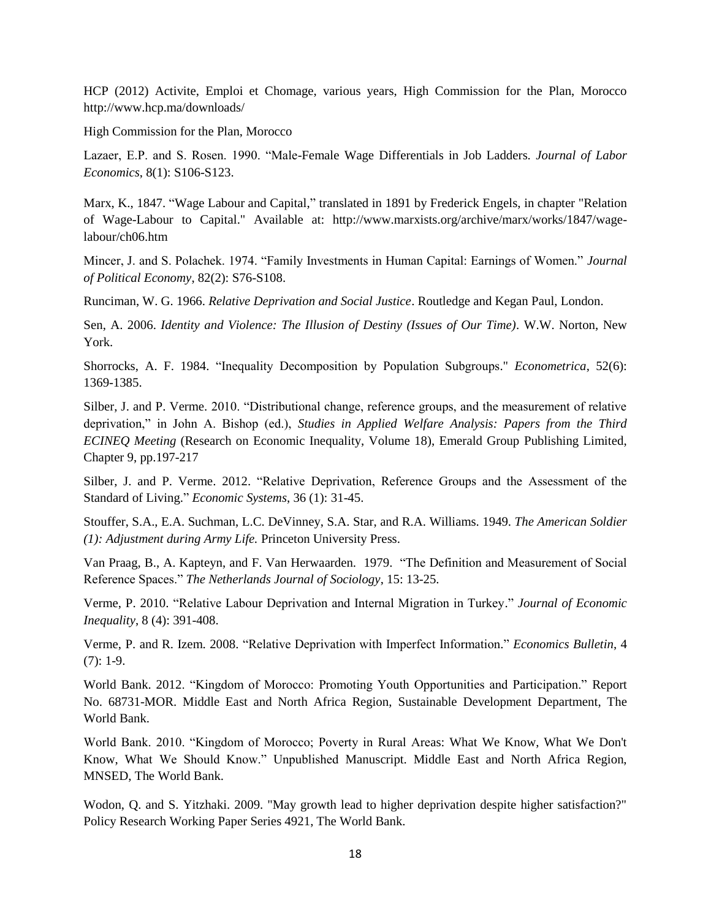HCP (2012) Activite, Emploi et Chomage, various years, High Commission for the Plan, Morocco http://www.hcp.ma/downloads/

High Commission for the Plan, Morocco

Lazaer, E.P. and S. Rosen. 1990. "Male-Female Wage Differentials in Job Ladders. *Journal of Labor Economics*, 8(1): S106-S123.

Marx, K., 1847. "Wage Labour and Capital," translated in 1891 by Frederick Engels, in chapter "Relation of Wage-Labour to Capital." Available at: http://www.marxists.org/archive/marx/works/1847/wage-labour/ch06.htm

Mincer, J. and S. Polachek. 1974. "Family Investments in Human Capital: Earnings of Women." *Journal of Political Economy*, 82(2): S76-S108.

Runciman, W. G. 1966. *Relative Deprivation and Social Justice*. Routledge and Kegan Paul, London.

Sen, A. 2006. *Identity and Violence: The Illusion of Destiny (Issues of Our Time)*. W.W. Norton, New York.

Shorrocks, A. F. 1984. "Inequality Decomposition by Population Subgroups." *Econometrica*, 52(6): 1369-1385.

Silber, J. and P. Verme. 2010. "Distributional change, reference groups, and the measurement of relative deprivation," in John A. Bishop (ed.), *Studies in Applied Welfare Analysis: Papers from the Third ECINEQ Meeting* (Research on Economic Inequality, Volume 18), Emerald Group Publishing Limited, Chapter 9, pp.197-217

Silber, J. and P. Verme. 2012. "Relative Deprivation, Reference Groups and the Assessment of the Standard of Living." *Economic Systems*, 36 (1): 31-45.

Stouffer, S.A., E.A. Suchman, L.C. DeVinney, S.A. Star, and R.A. Williams. 1949. *The American Soldier (1): Adjustment during Army Life.* Princeton University Press.

Van Praag, B., A. Kapteyn, and F. Van Herwaarden. 1979. "The Definition and Measurement of Social Reference Spaces." *The Netherlands Journal of Sociology*, 15: 13-25.

Verme, P. 2010. "Relative Labour Deprivation and Internal Migration in Turkey." *Journal of Economic Inequality*, 8 (4): 391-408.

Verme, P. and R. Izem. 2008. "Relative Deprivation with Imperfect Information." *Economics Bulletin*, 4 (7): 1-9.

World Bank. 2012. "Kingdom of Morocco: Promoting Youth Opportunities and Participation." Report No. 68731-MOR. Middle East and North Africa Region, Sustainable Development Department, The World Bank.

World Bank. 2010. "Kingdom of Morocco; Poverty in Rural Areas: What We Know, What We Don't Know, What We Should Know." Unpublished Manuscript. Middle East and North Africa Region, MNSED, The World Bank.

Wodon, Q. and S. Yitzhaki. 2009. "May growth lead to higher deprivation despite higher satisfaction?" Policy Research Working Paper Series 4921, The World Bank.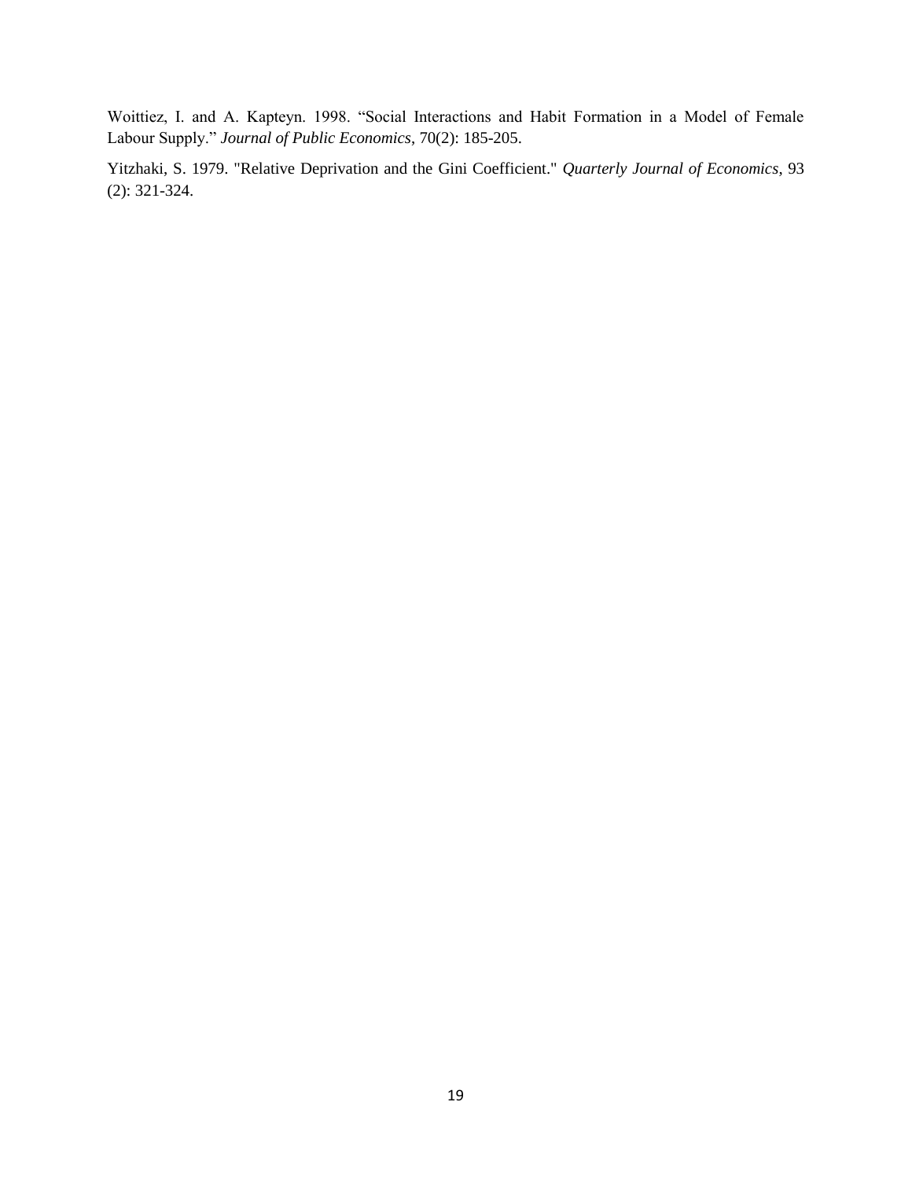Woittiez, I. and A. Kapteyn. 1998. "Social Interactions and Habit Formation in a Model of Female Labour Supply." *Journal of Public Economics*, 70(2): 185-205.

Yitzhaki, S. 1979. "Relative Deprivation and the Gini Coefficient." *Quarterly Journal of Economics*, 93 (2): 321-324.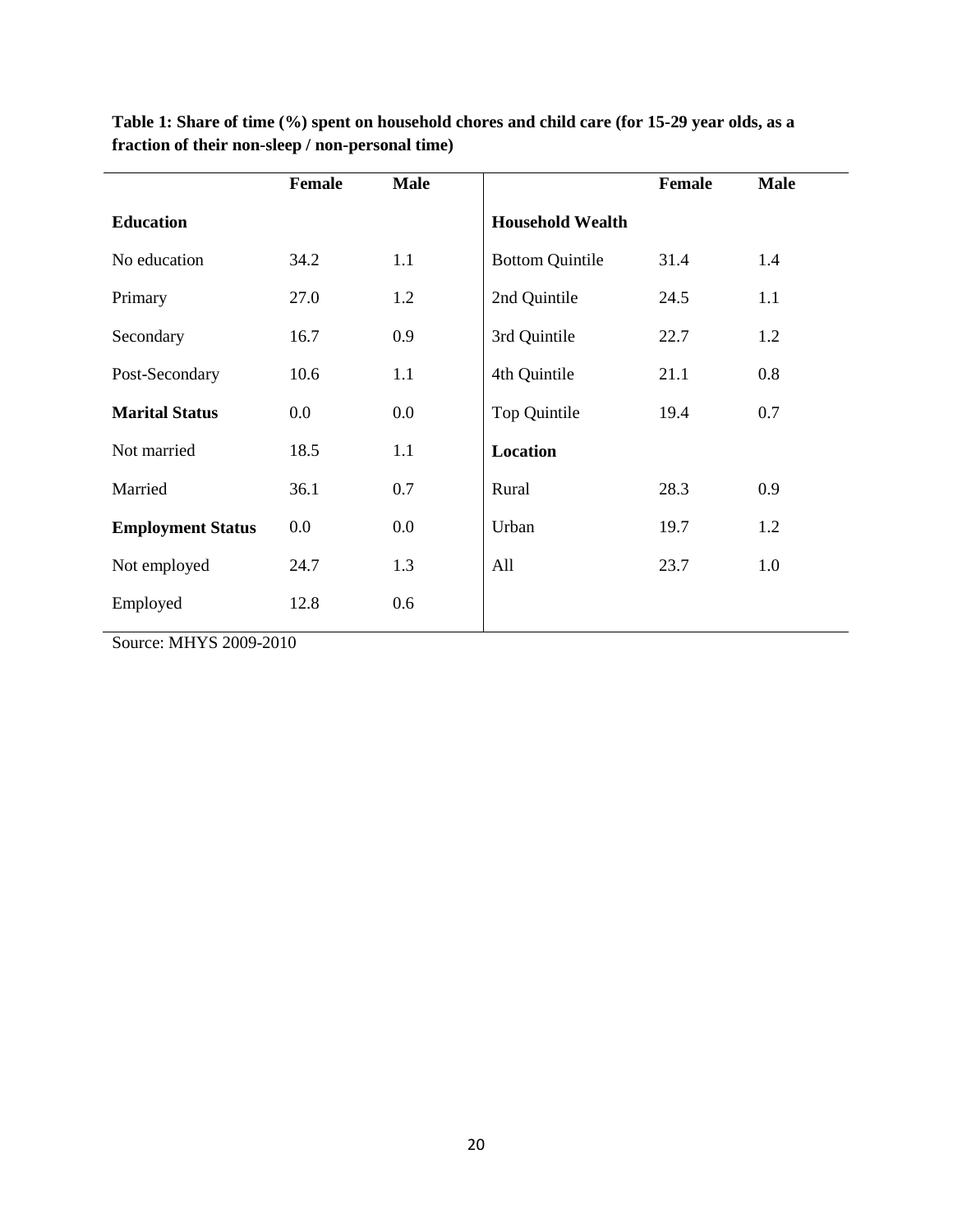**Table 1: Share of time (%) spent on household chores and child care (for 15-29 year olds, as a fraction of their non-sleep / non-personal time)**

| | Female | Male | | Female | Male |
|---|---|---|---|---|---|
| **Education** | | | **Household Wealth** | | |
| No education | 34.2 | 1.1 | Bottom Quintile | 31.4 | 1.4 |
| Primary | 27.0 | 1.2 | 2nd Quintile | 24.5 | 1.1 |
| Secondary | 16.7 | 0.9 | 3rd Quintile | 22.7 | 1.2 |
| Post-Secondary | 10.6 | 1.1 | 4th Quintile | 21.1 | 0.8 |
| **Marital Status** | 0.0 | 0.0 | Top Quintile | 19.4 | 0.7 |
| Not married | 18.5 | 1.1 | **Location** | | |
| Married | 36.1 | 0.7 | Rural | 28.3 | 0.9 |
| **Employment Status** | 0.0 | 0.0 | Urban | 19.7 | 1.2 |
| Not employed | 24.7 | 1.3 | All | 23.7 | 1.0 |
| Employed | 12.8 | 0.6 | | | |

Source: MHYS 2009-2010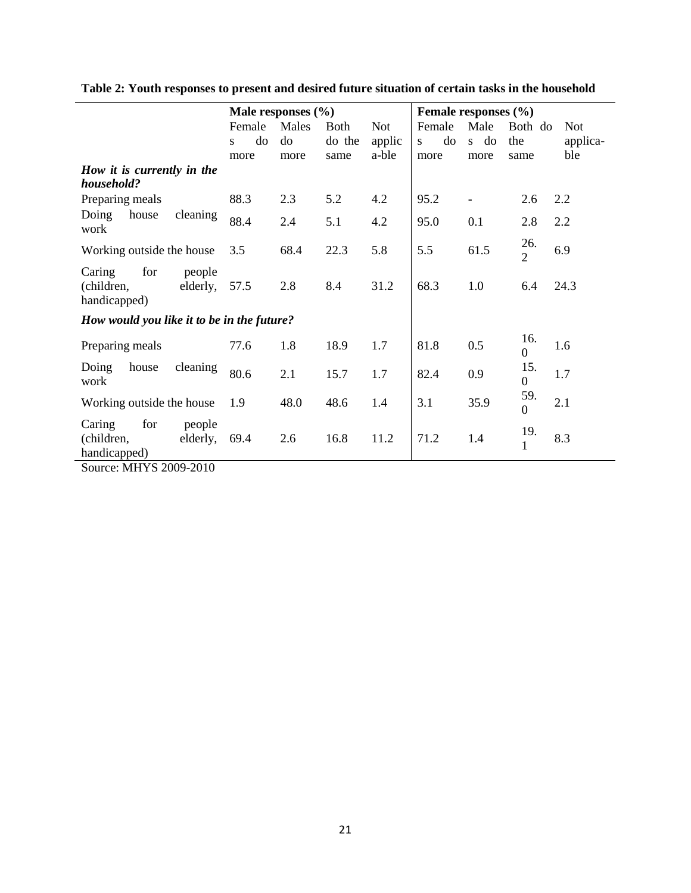**Table 2: Youth responses to present and desired future situation of certain tasks in the household**

| | Male responses (%) | | | | Female responses (%) | | | |
|---|---|---|---|---|---|---|---|---|
| | Females do more | Males do more | Both do the same | Not applic a-ble | Females do more | Males do more | Both do the same | Not applica-ble |
| ***How it is currently in the household?*** | | | | | | | | |
| Preparing meals | 88.3 | 2.3 | 5.2 | 4.2 | 95.2 | - | 2.6 | 2.2 |
| Doing house cleaning work | 88.4 | 2.4 | 5.1 | 4.2 | 95.0 | 0.1 | 2.8 | 2.2 |
| Working outside the house | 3.5 | 68.4 | 22.3 | 5.8 | 5.5 | 61.5 | 26.2 | 6.9 |
| Caring for people (children, elderly, handicapped) | 57.5 | 2.8 | 8.4 | 31.2 | 68.3 | 1.0 | 6.4 | 24.3 |
| ***How would you like it to be in the future?*** | | | | | | | | |
| Preparing meals | 77.6 | 1.8 | 18.9 | 1.7 | 81.8 | 0.5 | 16.0 | 1.6 |
| Doing house cleaning work | 80.6 | 2.1 | 15.7 | 1.7 | 82.4 | 0.9 | 15.0 | 1.7 |
| Working outside the house | 1.9 | 48.0 | 48.6 | 1.4 | 3.1 | 35.9 | 59.0 | 2.1 |
| Caring for people (children, elderly, handicapped) | 69.4 | 2.6 | 16.8 | 11.2 | 71.2 | 1.4 | 19.1 | 8.3 |

Source: MHYS 2009-2010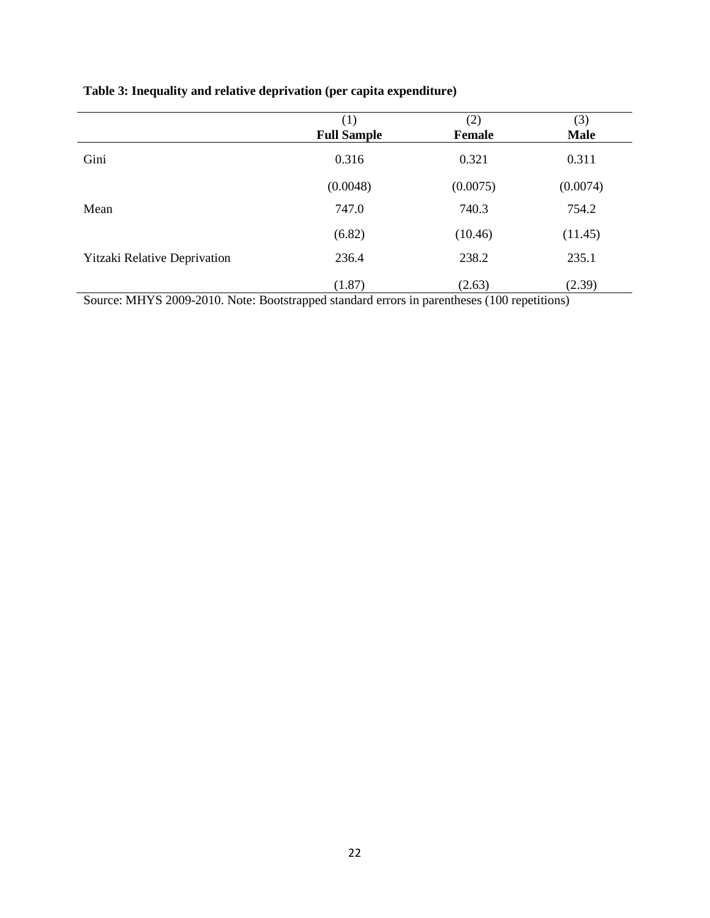**Table 3: Inequality and relative deprivation (per capita expenditure)**

| | (1)<br>**Full Sample** | (2)<br>**Female** | (3)<br>**Male** |
|---|---|---|---|
| Gini | 0.316 | 0.321 | 0.311 |
| | (0.0048) | (0.0075) | (0.0074) |
| Mean | 747.0 | 740.3 | 754.2 |
| | (6.82) | (10.46) | (11.45) |
| Yitzaki Relative Deprivation | 236.4 | 238.2 | 235.1 |
| | (1.87) | (2.63) | (2.39) |

Source: MHYS 2009-2010. Note: Bootstrapped standard errors in parentheses (100 repetitions)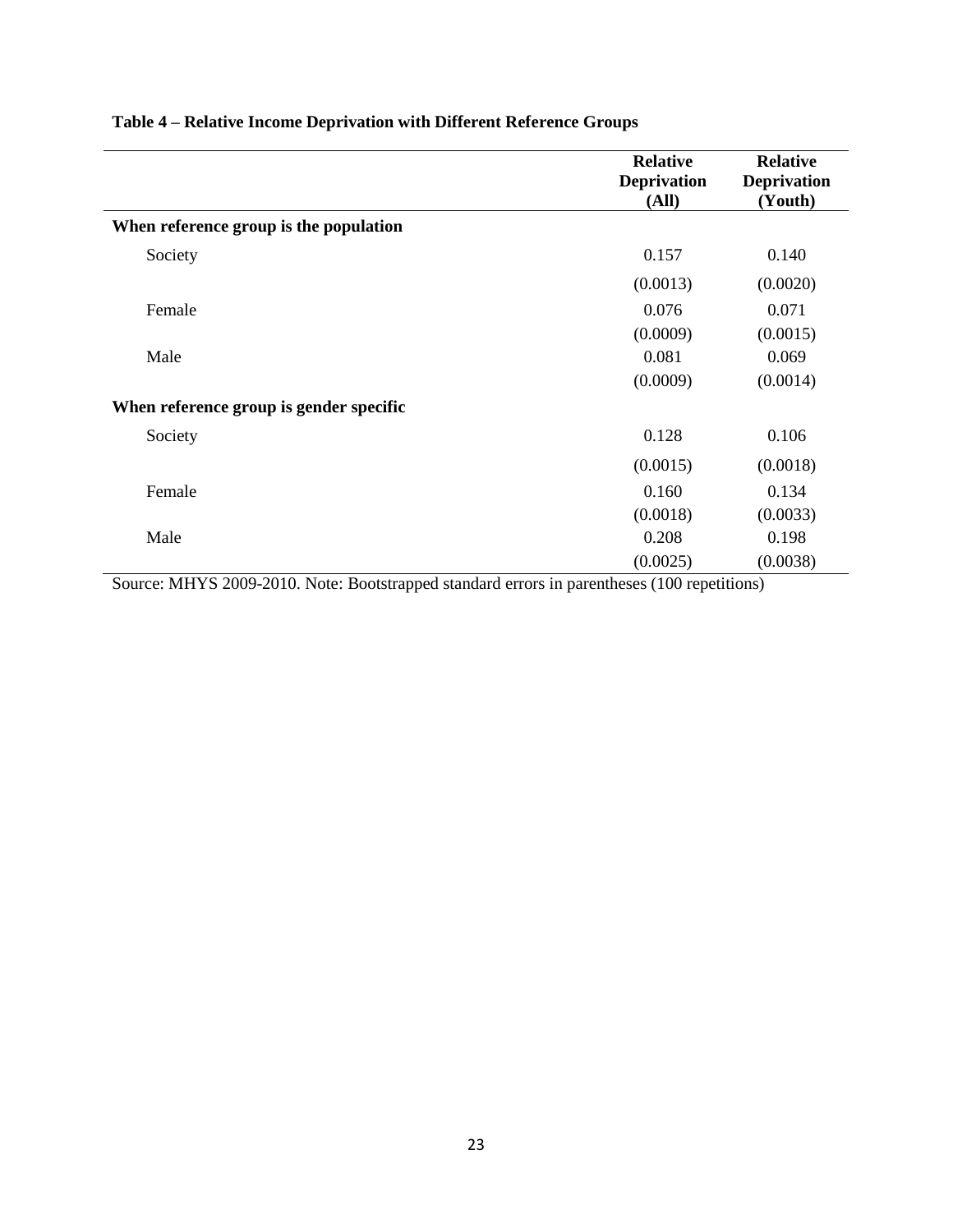**Table 4 – Relative Income Deprivation with Different Reference Groups**

| | Relative Deprivation (All) | Relative Deprivation (Youth) |
|---|---|---|
| **When reference group is the population** | | |
| Society | 0.157 | 0.140 |
| | (0.0013) | (0.0020) |
| Female | 0.076 | 0.071 |
| | (0.0009) | (0.0015) |
| Male | 0.081 | 0.069 |
| | (0.0009) | (0.0014) |
| **When reference group is gender specific** | | |
| Society | 0.128 | 0.106 |
| | (0.0015) | (0.0018) |
| Female | 0.160 | 0.134 |
| | (0.0018) | (0.0033) |
| Male | 0.208 | 0.198 |
| | (0.0025) | (0.0038) |

Source: MHYS 2009-2010. Note: Bootstrapped standard errors in parentheses (100 repetitions)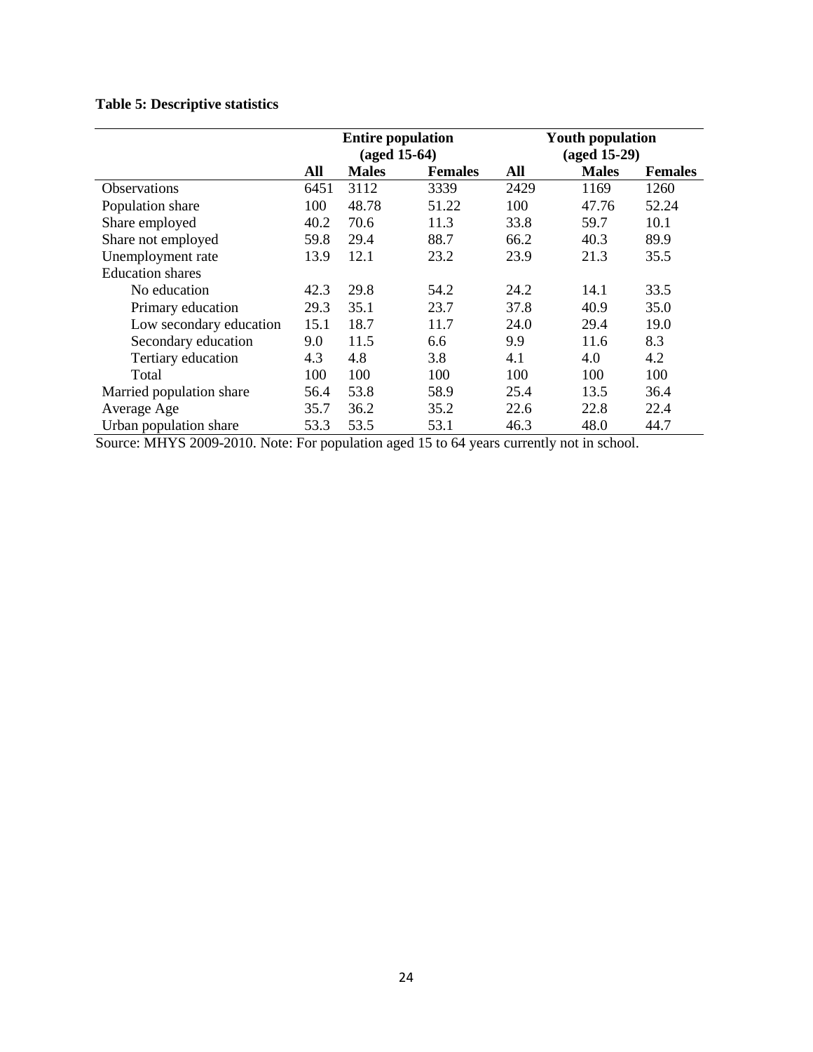**Table 5: Descriptive statistics**

| | Entire population (aged 15-64) | | | Youth population (aged 15-29) | | |
|---|---|---|---|---|---|---|
| | **All** | **Males** | **Females** | **All** | **Males** | **Females** |
| Observations | 6451 | 3112 | 3339 | 2429 | 1169 | 1260 |
| Population share | 100 | 48.78 | 51.22 | 100 | 47.76 | 52.24 |
| Share employed | 40.2 | 70.6 | 11.3 | 33.8 | 59.7 | 10.1 |
| Share not employed | 59.8 | 29.4 | 88.7 | 66.2 | 40.3 | 89.9 |
| Unemployment rate | 13.9 | 12.1 | 23.2 | 23.9 | 21.3 | 35.5 |
| Education shares | | | | | | |
| No education | 42.3 | 29.8 | 54.2 | 24.2 | 14.1 | 33.5 |
| Primary education | 29.3 | 35.1 | 23.7 | 37.8 | 40.9 | 35.0 |
| Low secondary education | 15.1 | 18.7 | 11.7 | 24.0 | 29.4 | 19.0 |
| Secondary education | 9.0 | 11.5 | 6.6 | 9.9 | 11.6 | 8.3 |
| Tertiary education | 4.3 | 4.8 | 3.8 | 4.1 | 4.0 | 4.2 |
| Total | 100 | 100 | 100 | 100 | 100 | 100 |
| Married population share | 56.4 | 53.8 | 58.9 | 25.4 | 13.5 | 36.4 |
| Average Age | 35.7 | 36.2 | 35.2 | 22.6 | 22.8 | 22.4 |
| Urban population share | 53.3 | 53.5 | 53.1 | 46.3 | 48.0 | 44.7 |

Source: MHYS 2009-2010. Note: For population aged 15 to 64 years currently not in school.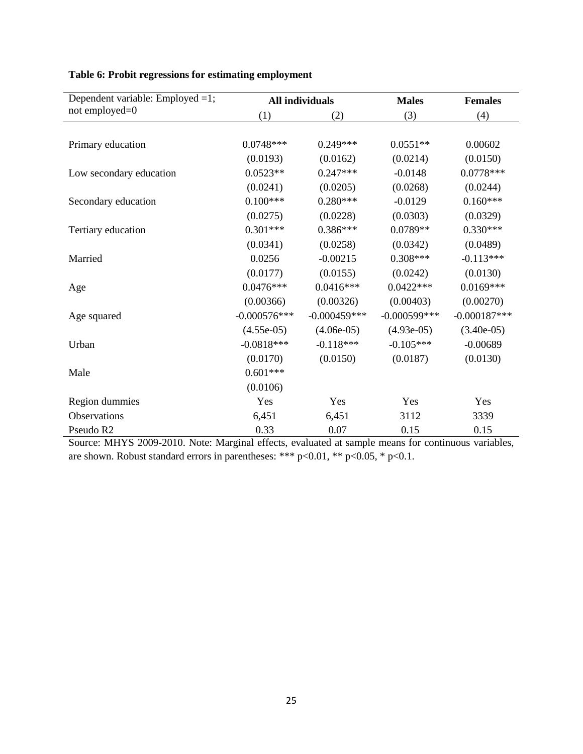**Table 6: Probit regressions for estimating employment**

| Dependent variable: Employed =1; not employed=0 | All individuals | | Males | Females |
|---|---|---|---|---|
| | (1) | (2) | (3) | (4) |
| Primary education | 0.0748*** | 0.249*** | 0.0551** | 0.00602 |
| | (0.0193) | (0.0162) | (0.0214) | (0.0150) |
| Low secondary education | 0.0523** | 0.247*** | -0.0148 | 0.0778*** |
| | (0.0241) | (0.0205) | (0.0268) | (0.0244) |
| Secondary education | 0.100*** | 0.280*** | -0.0129 | 0.160*** |
| | (0.0275) | (0.0228) | (0.0303) | (0.0329) |
| Tertiary education | 0.301*** | 0.386*** | 0.0789** | 0.330*** |
| | (0.0341) | (0.0258) | (0.0342) | (0.0489) |
| Married | 0.0256 | -0.00215 | 0.308*** | -0.113*** |
| | (0.0177) | (0.0155) | (0.0242) | (0.0130) |
| Age | 0.0476*** | 0.0416*** | 0.0422*** | 0.0169*** |
| | (0.00366) | (0.00326) | (0.00403) | (0.00270) |
| Age squared | -0.000576*** | -0.000459*** | -0.000599*** | -0.000187*** |
| | (4.55e-05) | (4.06e-05) | (4.93e-05) | (3.40e-05) |
| Urban | -0.0818*** | -0.118*** | -0.105*** | -0.00689 |
| | (0.0170) | (0.0150) | (0.0187) | (0.0130) |
| Male | 0.601*** | | | |
| | (0.0106) | | | |
| Region dummies | Yes | Yes | Yes | Yes |
| Observations | 6,451 | 6,451 | 3112 | 3339 |
| Pseudo R2 | 0.33 | 0.07 | 0.15 | 0.15 |

Source: MHYS 2009-2010. Note: Marginal effects, evaluated at sample means for continuous variables, are shown. Robust standard errors in parentheses: *** p<0.01, ** p<0.05, * p<0.1.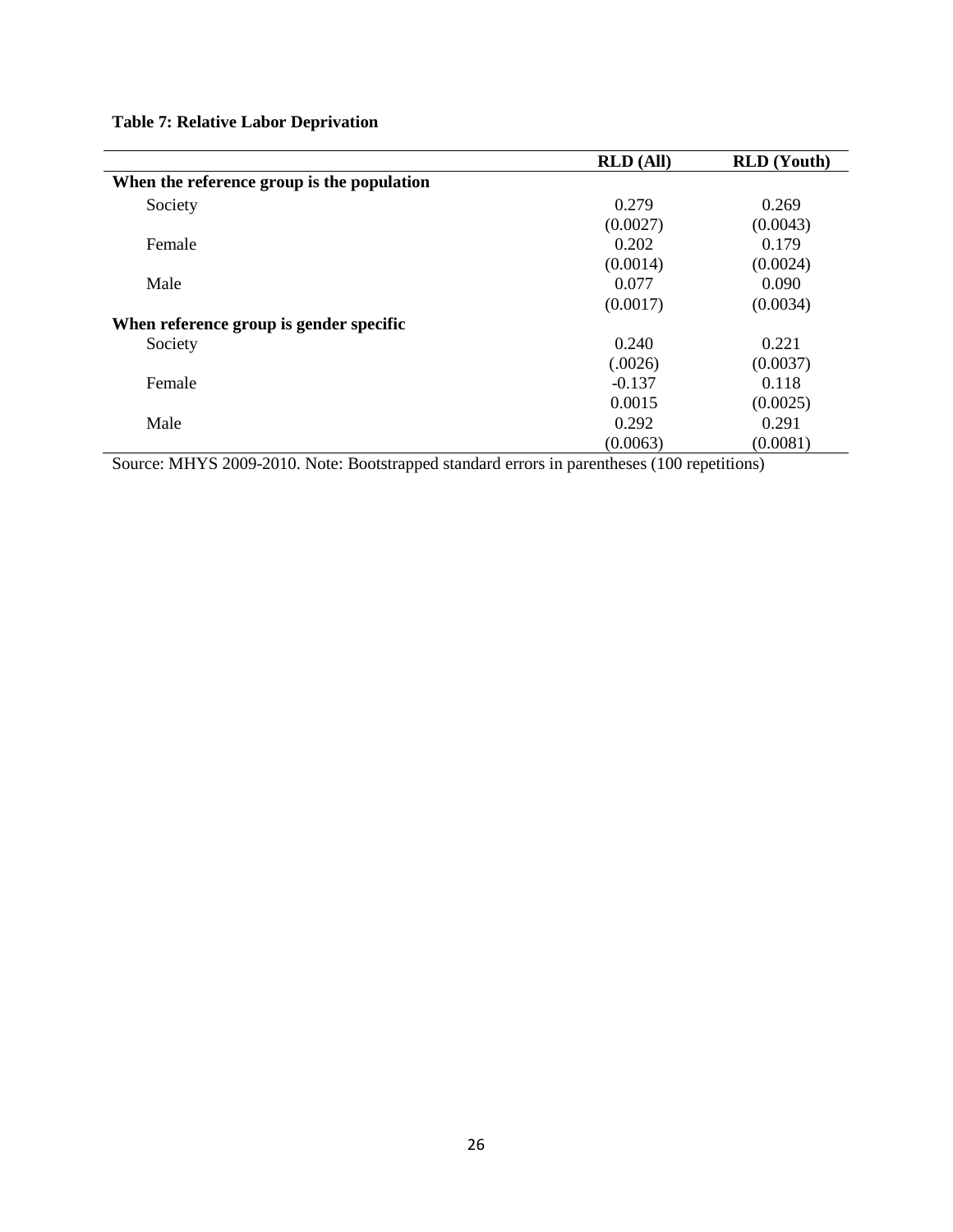**Table 7: Relative Labor Deprivation**

| | RLD (All) | RLD (Youth) |
|---|---|---|
| **When the reference group is the population** | | |
| Society | 0.279 | 0.269 |
| | (0.0027) | (0.0043) |
| Female | 0.202 | 0.179 |
| | (0.0014) | (0.0024) |
| Male | 0.077 | 0.090 |
| | (0.0017) | (0.0034) |
| **When reference group is gender specific** | | |
| Society | 0.240 | 0.221 |
| | (.0026) | (0.0037) |
| Female | -0.137 | 0.118 |
| | 0.0015 | (0.0025) |
| Male | 0.292 | 0.291 |
| | (0.0063) | (0.0081) |

Source: MHYS 2009-2010. Note: Bootstrapped standard errors in parentheses (100 repetitions)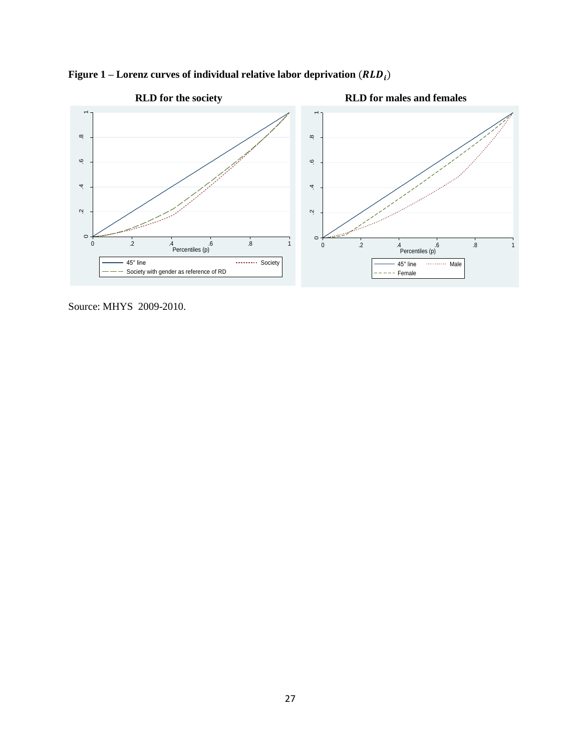**Figure 1 – Lorenz curves of individual relative labor deprivation ($RLD_i$)**

Source: MHYS 2009-2010.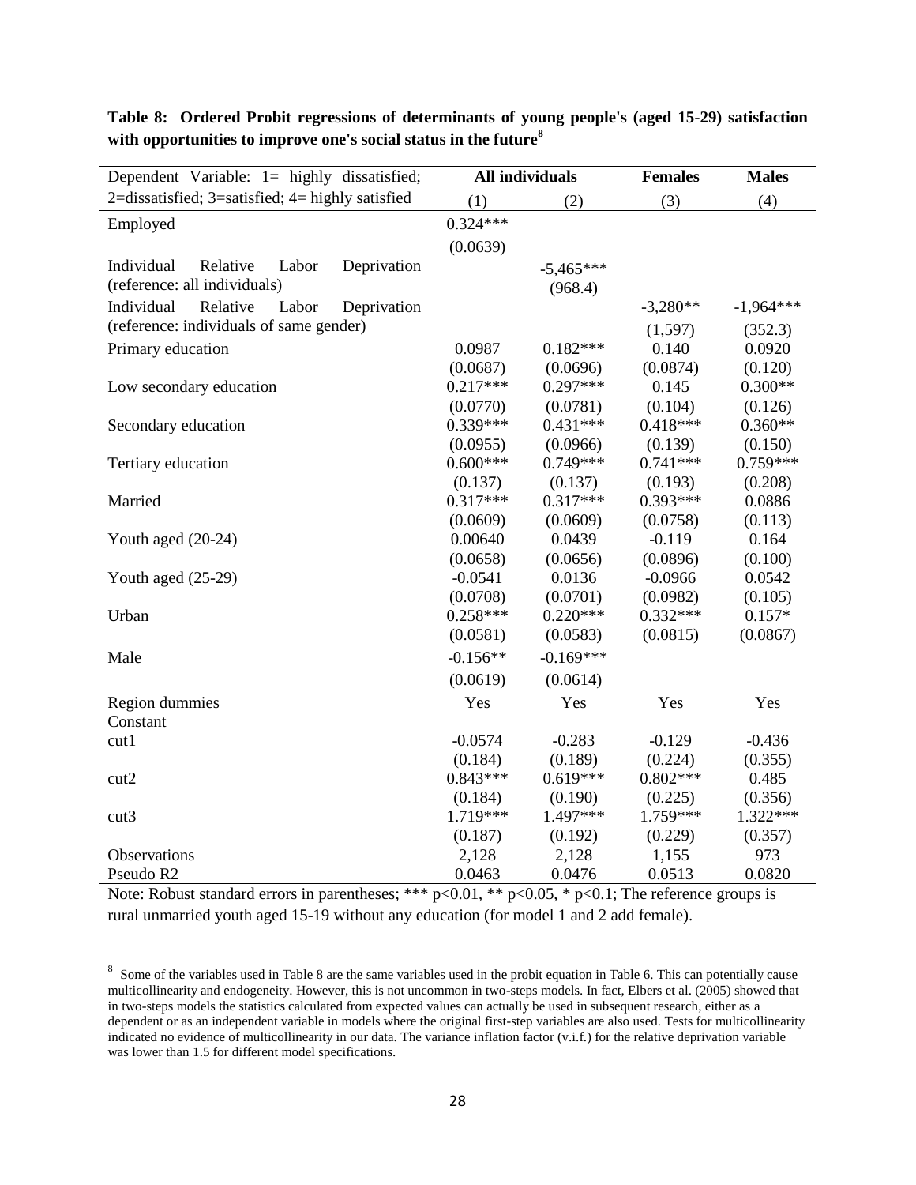**Table 8: Ordered Probit regressions of determinants of young people's (aged 15-29) satisfaction with opportunities to improve one's social status in the future**[8]

| Dependent Variable: 1= highly dissatisfied; 2=dissatisfied; 3=satisfied; 4= highly satisfied | All individuals | | Females | Males |
|---|---|---|---|---|
| | (1) | (2) | (3) | (4) |
| Employed | 0.324*** | | | |
| | (0.0639) | | | |
| Individual Relative Labor Deprivation (reference: all individuals) | | -5,465*** | | |
| | | (968.4) | | |
| Individual Relative Labor Deprivation (reference: individuals of same gender) | | | -3,280** | -1,964*** |
| | | | (1,597) | (352.3) |
| Primary education | 0.0987 | 0.182*** | 0.140 | 0.0920 |
| | (0.0687) | (0.0696) | (0.0874) | (0.120) |
| Low secondary education | 0.217*** | 0.297*** | 0.145 | 0.300** |
| | (0.0770) | (0.0781) | (0.104) | (0.126) |
| Secondary education | 0.339*** | 0.431*** | 0.418*** | 0.360** |
| | (0.0955) | (0.0966) | (0.139) | (0.150) |
| Tertiary education | 0.600*** | 0.749*** | 0.741*** | 0.759*** |
| | (0.137) | (0.137) | (0.193) | (0.208) |
| Married | 0.317*** | 0.317*** | 0.393*** | 0.0886 |
| | (0.0609) | (0.0609) | (0.0758) | (0.113) |
| Youth aged (20-24) | 0.00640 | 0.0439 | -0.119 | 0.164 |
| | (0.0658) | (0.0656) | (0.0896) | (0.100) |
| Youth aged (25-29) | -0.0541 | 0.0136 | -0.0966 | 0.0542 |
| | (0.0708) | (0.0701) | (0.0982) | (0.105) |
| Urban | 0.258*** | 0.220*** | 0.332*** | 0.157* |
| | (0.0581) | (0.0583) | (0.0815) | (0.0867) |
| Male | -0.156** | -0.169*** | | |
| | (0.0619) | (0.0614) | | |
| Region dummies | Yes | Yes | Yes | Yes |
| Constant | | | | |
| cut1 | -0.0574 | -0.283 | -0.129 | -0.436 |
| | (0.184) | (0.189) | (0.224) | (0.355) |
| cut2 | 0.843*** | 0.619*** | 0.802*** | 0.485 |
| | (0.184) | (0.190) | (0.225) | (0.356) |
| cut3 | 1.719*** | 1.497*** | 1.759*** | 1.322*** |
| | (0.187) | (0.192) | (0.229) | (0.357) |
| Observations | 2,128 | 2,128 | 1,155 | 973 |
| Pseudo R2 | 0.0463 | 0.0476 | 0.0513 | 0.0820 |

Note: Robust standard errors in parentheses; *** p<0.01, ** p<0.05, * p<0.1; The reference groups is rural unmarried youth aged 15-19 without any education (for model 1 and 2 add female).

[8] Some of the variables used in Table 8 are the same variables used in the probit equation in Table 6. This can potentially cause multicollinearity and endogeneity. However, this is not uncommon in two-steps models. In fact, Elbers et al. (2005) showed that in two-steps models the statistics calculated from expected values can actually be used in subsequent research, either as a dependent or as an independent variable in models where the original first-step variables are also used. Tests for multicollinearity indicated no evidence of multicollinearity in our data. The variance inflation factor (v.i.f.) for the relative deprivation variable was lower than 1.5 for different model specifications.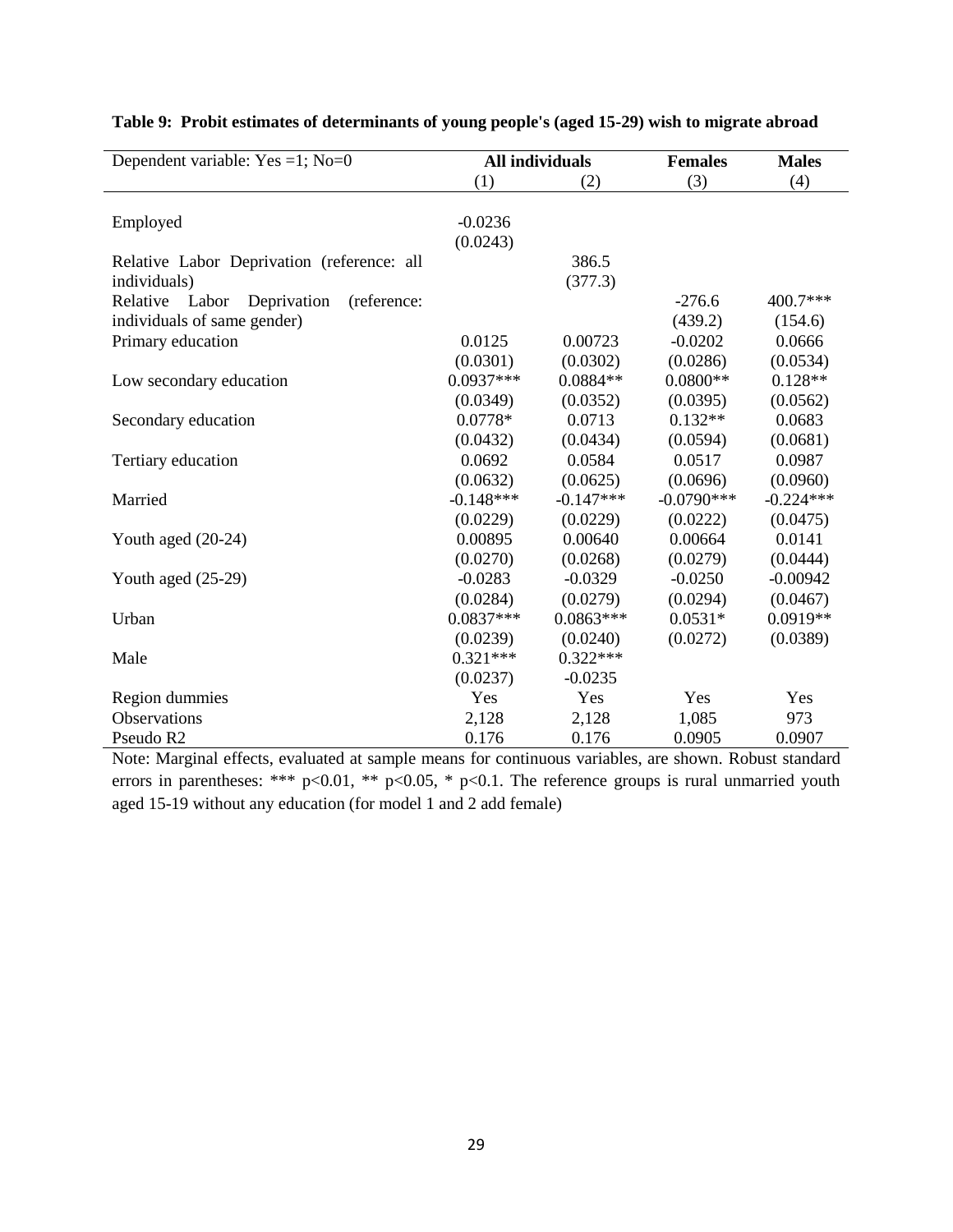**Table 9: Probit estimates of determinants of young people's (aged 15-29) wish to migrate abroad**

| Dependent variable: Yes =1; No=0 | All individuals | | Females | Males |
|---|---|---|---|---|
| | (1) | (2) | (3) | (4) |
| Employed | -0.0236 | | | |
| | (0.0243) | | | |
| Relative Labor Deprivation (reference: all individuals) | | 386.5 | | |
| | | (377.3) | | |
| Relative Labor Deprivation (reference: individuals of same gender) | | | -276.6 | 400.7*** |
| | | | (439.2) | (154.6) |
| Primary education | 0.0125 | 0.00723 | -0.0202 | 0.0666 |
| | (0.0301) | (0.0302) | (0.0286) | (0.0534) |
| Low secondary education | 0.0937*** | 0.0884** | 0.0800** | 0.128** |
| | (0.0349) | (0.0352) | (0.0395) | (0.0562) |
| Secondary education | 0.0778* | 0.0713 | 0.132** | 0.0683 |
| | (0.0432) | (0.0434) | (0.0594) | (0.0681) |
| Tertiary education | 0.0692 | 0.0584 | 0.0517 | 0.0987 |
| | (0.0632) | (0.0625) | (0.0696) | (0.0960) |
| Married | -0.148*** | -0.147*** | -0.0790*** | -0.224*** |
| | (0.0229) | (0.0229) | (0.0222) | (0.0475) |
| Youth aged (20-24) | 0.00895 | 0.00640 | 0.00664 | 0.0141 |
| | (0.0270) | (0.0268) | (0.0279) | (0.0444) |
| Youth aged (25-29) | -0.0283 | -0.0329 | -0.0250 | -0.00942 |
| | (0.0284) | (0.0279) | (0.0294) | (0.0467) |
| Urban | 0.0837*** | 0.0863*** | 0.0531* | 0.0919** |
| | (0.0239) | (0.0240) | (0.0272) | (0.0389) |
| Male | 0.321*** | 0.322*** | | |
| | (0.0237) | -0.0235 | | |
| Region dummies | Yes | Yes | Yes | Yes |
| Observations | 2,128 | 2,128 | 1,085 | 973 |
| Pseudo R2 | 0.176 | 0.176 | 0.0905 | 0.0907 |

Note: Marginal effects, evaluated at sample means for continuous variables, are shown. Robust standard errors in parentheses: *** p<0.01, ** p<0.05, * p<0.1. The reference groups is rural unmarried youth aged 15-19 without any education (for model 1 and 2 add female)